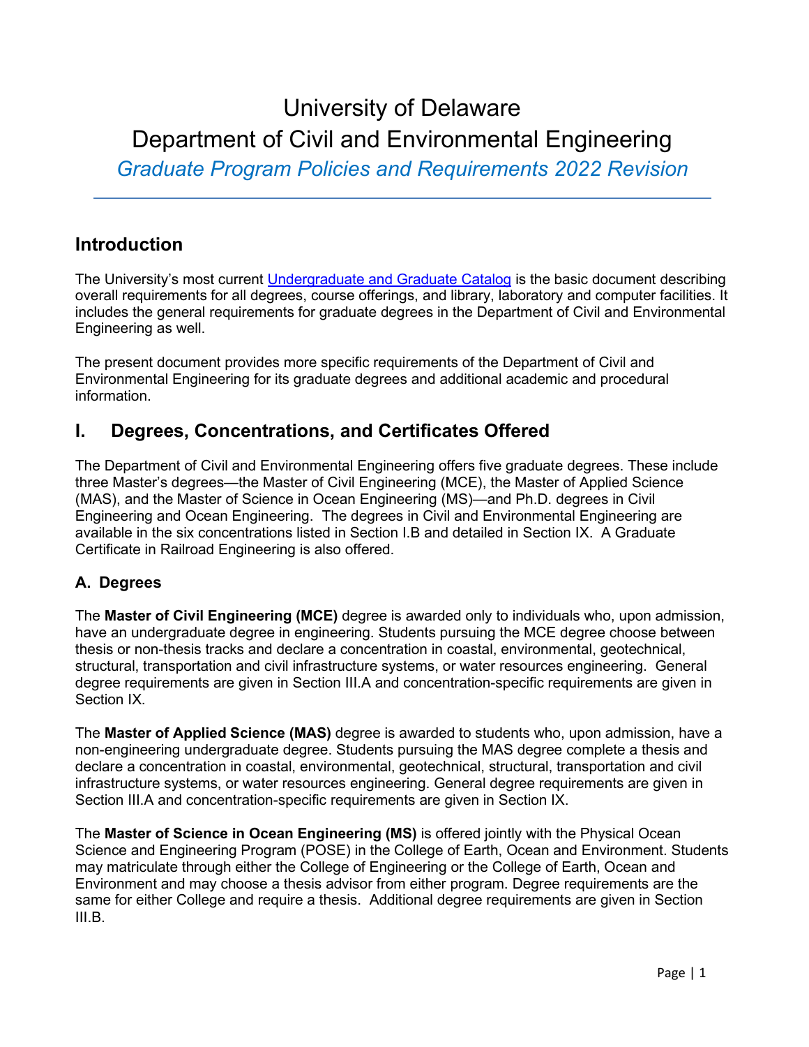# University of Delaware
# Department of Civil and Environmental Engineering

*Graduate Program Policies and Requirements 2022 Revision*

## Introduction

The University's most current [Undergraduate and Graduate Catalog] is the basic document describing overall requirements for all degrees, course offerings, and library, laboratory and computer facilities. It includes the general requirements for graduate degrees in the Department of Civil and Environmental Engineering as well.

The present document provides more specific requirements of the Department of Civil and Environmental Engineering for its graduate degrees and additional academic and procedural information.

## I. Degrees, Concentrations, and Certificates Offered

The Department of Civil and Environmental Engineering offers five graduate degrees. These include three Master's degrees—the Master of Civil Engineering (MCE), the Master of Applied Science (MAS), and the Master of Science in Ocean Engineering (MS)—and Ph.D. degrees in Civil Engineering and Ocean Engineering. The degrees in Civil and Environmental Engineering are available in the six concentrations listed in Section I.B and detailed in Section IX. A Graduate Certificate in Railroad Engineering is also offered.

### A. Degrees

The **Master of Civil Engineering (MCE)** degree is awarded only to individuals who, upon admission, have an undergraduate degree in engineering. Students pursuing the MCE degree choose between thesis or non-thesis tracks and declare a concentration in coastal, environmental, geotechnical, structural, transportation and civil infrastructure systems, or water resources engineering. General degree requirements are given in Section III.A and concentration-specific requirements are given in Section IX.

The **Master of Applied Science (MAS)** degree is awarded to students who, upon admission, have a non-engineering undergraduate degree. Students pursuing the MAS degree complete a thesis and declare a concentration in coastal, environmental, geotechnical, structural, transportation and civil infrastructure systems, or water resources engineering. General degree requirements are given in Section III.A and concentration-specific requirements are given in Section IX.

The **Master of Science in Ocean Engineering (MS)** is offered jointly with the Physical Ocean Science and Engineering Program (POSE) in the College of Earth, Ocean and Environment. Students may matriculate through either the College of Engineering or the College of Earth, Ocean and Environment and may choose a thesis advisor from either program. Degree requirements are the same for either College and require a thesis. Additional degree requirements are given in Section III.B.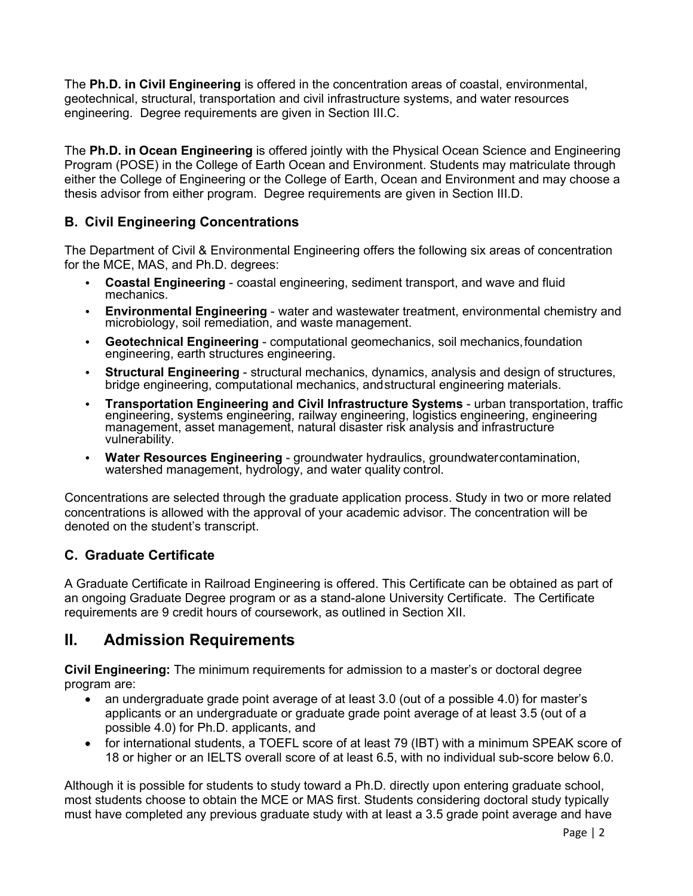The **Ph.D. in Civil Engineering** is offered in the concentration areas of coastal, environmental, geotechnical, structural, transportation and civil infrastructure systems, and water resources engineering. Degree requirements are given in Section III.C.

The **Ph.D. in Ocean Engineering** is offered jointly with the Physical Ocean Science and Engineering Program (POSE) in the College of Earth Ocean and Environment. Students may matriculate through either the College of Engineering or the College of Earth, Ocean and Environment and may choose a thesis advisor from either program. Degree requirements are given in Section III.D.

### B. Civil Engineering Concentrations

The Department of Civil & Environmental Engineering offers the following six areas of concentration for the MCE, MAS, and Ph.D. degrees:

- **Coastal Engineering** - coastal engineering, sediment transport, and wave and fluid mechanics.
- **Environmental Engineering** - water and wastewater treatment, environmental chemistry and microbiology, soil remediation, and waste management.
- **Geotechnical Engineering** - computational geomechanics, soil mechanics, foundation engineering, earth structures engineering.
- **Structural Engineering** - structural mechanics, dynamics, analysis and design of structures, bridge engineering, computational mechanics, and structural engineering materials.
- **Transportation Engineering and Civil Infrastructure Systems** - urban transportation, traffic engineering, systems engineering, railway engineering, logistics engineering, engineering management, asset management, natural disaster risk analysis and infrastructure vulnerability.
- **Water Resources Engineering** - groundwater hydraulics, groundwater contamination, watershed management, hydrology, and water quality control.

Concentrations are selected through the graduate application process. Study in two or more related concentrations is allowed with the approval of your academic advisor. The concentration will be denoted on the student's transcript.

### C. Graduate Certificate

A Graduate Certificate in Railroad Engineering is offered. This Certificate can be obtained as part of an ongoing Graduate Degree program or as a stand-alone University Certificate. The Certificate requirements are 9 credit hours of coursework, as outlined in Section XII.

## II. Admission Requirements

**Civil Engineering:** The minimum requirements for admission to a master's or doctoral degree program are:

- an undergraduate grade point average of at least 3.0 (out of a possible 4.0) for master's applicants or an undergraduate or graduate grade point average of at least 3.5 (out of a possible 4.0) for Ph.D. applicants, and
- for international students, a TOEFL score of at least 79 (IBT) with a minimum SPEAK score of 18 or higher or an IELTS overall score of at least 6.5, with no individual sub-score below 6.0.

Although it is possible for students to study toward a Ph.D. directly upon entering graduate school, most students choose to obtain the MCE or MAS first. Students considering doctoral study typically must have completed any previous graduate study with at least a 3.5 grade point average and have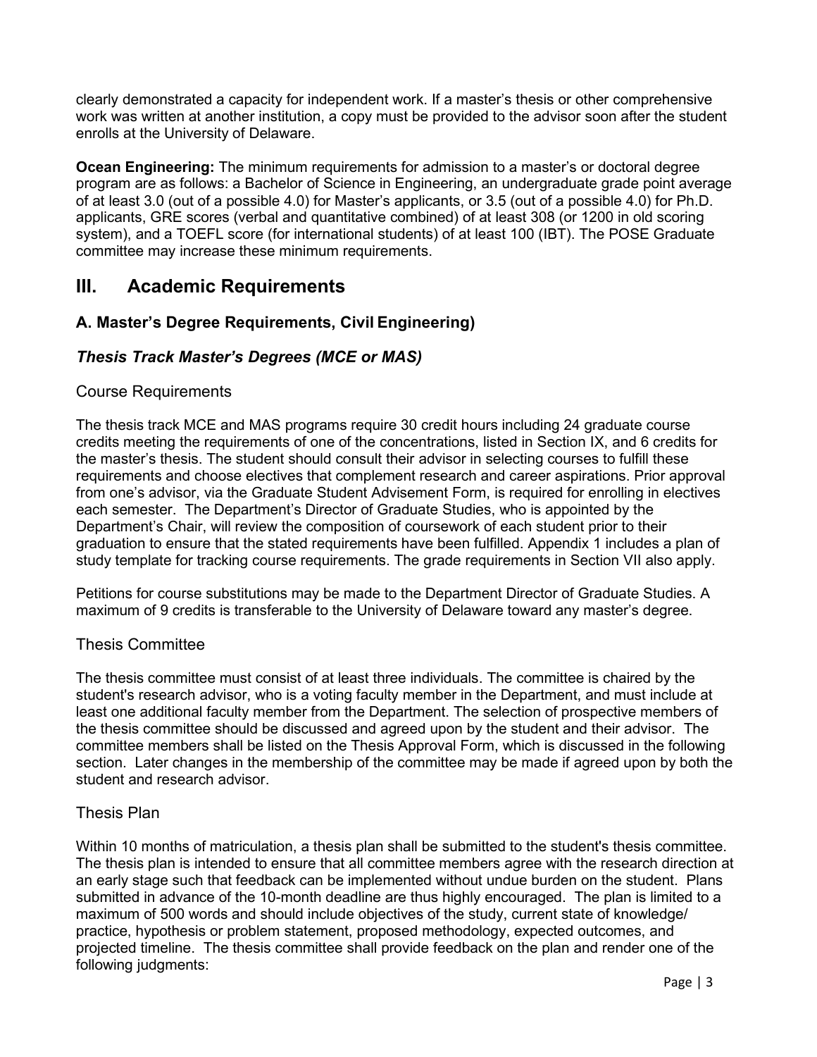clearly demonstrated a capacity for independent work. If a master's thesis or other comprehensive work was written at another institution, a copy must be provided to the advisor soon after the student enrolls at the University of Delaware.

**Ocean Engineering:** The minimum requirements for admission to a master's or doctoral degree program are as follows: a Bachelor of Science in Engineering, an undergraduate grade point average of at least 3.0 (out of a possible 4.0) for Master's applicants, or 3.5 (out of a possible 4.0) for Ph.D. applicants, GRE scores (verbal and quantitative combined) of at least 308 (or 1200 in old scoring system), and a TOEFL score (for international students) of at least 100 (IBT). The POSE Graduate committee may increase these minimum requirements.

# III. Academic Requirements

## A. Master's Degree Requirements, Civil Engineering)

### *Thesis Track Master's Degrees (MCE or MAS)*

#### Course Requirements

The thesis track MCE and MAS programs require 30 credit hours including 24 graduate course credits meeting the requirements of one of the concentrations, listed in Section IX, and 6 credits for the master's thesis. The student should consult their advisor in selecting courses to fulfill these requirements and choose electives that complement research and career aspirations. Prior approval from one's advisor, via the Graduate Student Advisement Form, is required for enrolling in electives each semester. The Department's Director of Graduate Studies, who is appointed by the Department's Chair, will review the composition of coursework of each student prior to their graduation to ensure that the stated requirements have been fulfilled. Appendix 1 includes a plan of study template for tracking course requirements. The grade requirements in Section VII also apply.

Petitions for course substitutions may be made to the Department Director of Graduate Studies. A maximum of 9 credits is transferable to the University of Delaware toward any master's degree.

#### Thesis Committee

The thesis committee must consist of at least three individuals. The committee is chaired by the student's research advisor, who is a voting faculty member in the Department, and must include at least one additional faculty member from the Department. The selection of prospective members of the thesis committee should be discussed and agreed upon by the student and their advisor. The committee members shall be listed on the Thesis Approval Form, which is discussed in the following section. Later changes in the membership of the committee may be made if agreed upon by both the student and research advisor.

#### Thesis Plan

Within 10 months of matriculation, a thesis plan shall be submitted to the student's thesis committee. The thesis plan is intended to ensure that all committee members agree with the research direction at an early stage such that feedback can be implemented without undue burden on the student. Plans submitted in advance of the 10-month deadline are thus highly encouraged. The plan is limited to a maximum of 500 words and should include objectives of the study, current state of knowledge/ practice, hypothesis or problem statement, proposed methodology, expected outcomes, and projected timeline. The thesis committee shall provide feedback on the plan and render one of the following judgments: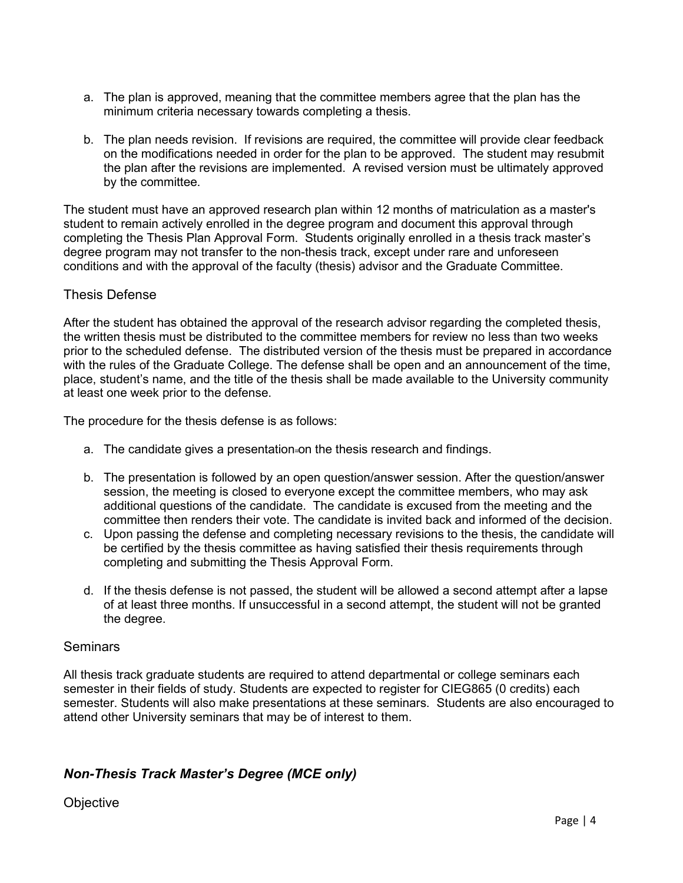a. The plan is approved, meaning that the committee members agree that the plan has the minimum criteria necessary towards completing a thesis.

b. The plan needs revision. If revisions are required, the committee will provide clear feedback on the modifications needed in order for the plan to be approved. The student may resubmit the plan after the revisions are implemented. A revised version must be ultimately approved by the committee.

The student must have an approved research plan within 12 months of matriculation as a master's student to remain actively enrolled in the degree program and document this approval through completing the Thesis Plan Approval Form. Students originally enrolled in a thesis track master's degree program may not transfer to the non-thesis track, except under rare and unforeseen conditions and with the approval of the faculty (thesis) advisor and the Graduate Committee.

### Thesis Defense

After the student has obtained the approval of the research advisor regarding the completed thesis, the written thesis must be distributed to the committee members for review no less than two weeks prior to the scheduled defense. The distributed version of the thesis must be prepared in accordance with the rules of the Graduate College. The defense shall be open and an announcement of the time, place, student's name, and the title of the thesis shall be made available to the University community at least one week prior to the defense.

The procedure for the thesis defense is as follows:

a. The candidate gives a presentation on the thesis research and findings.

b. The presentation is followed by an open question/answer session. After the question/answer session, the meeting is closed to everyone except the committee members, who may ask additional questions of the candidate. The candidate is excused from the meeting and the committee then renders their vote. The candidate is invited back and informed of the decision.

c. Upon passing the defense and completing necessary revisions to the thesis, the candidate will be certified by the thesis committee as having satisfied their thesis requirements through completing and submitting the Thesis Approval Form.

d. If the thesis defense is not passed, the student will be allowed a second attempt after a lapse of at least three months. If unsuccessful in a second attempt, the student will not be granted the degree.

### Seminars

All thesis track graduate students are required to attend departmental or college seminars each semester in their fields of study. Students are expected to register for CIEG865 (0 credits) each semester. Students will also make presentations at these seminars. Students are also encouraged to attend other University seminars that may be of interest to them.

## *Non-Thesis Track Master's Degree (MCE only)*

### Objective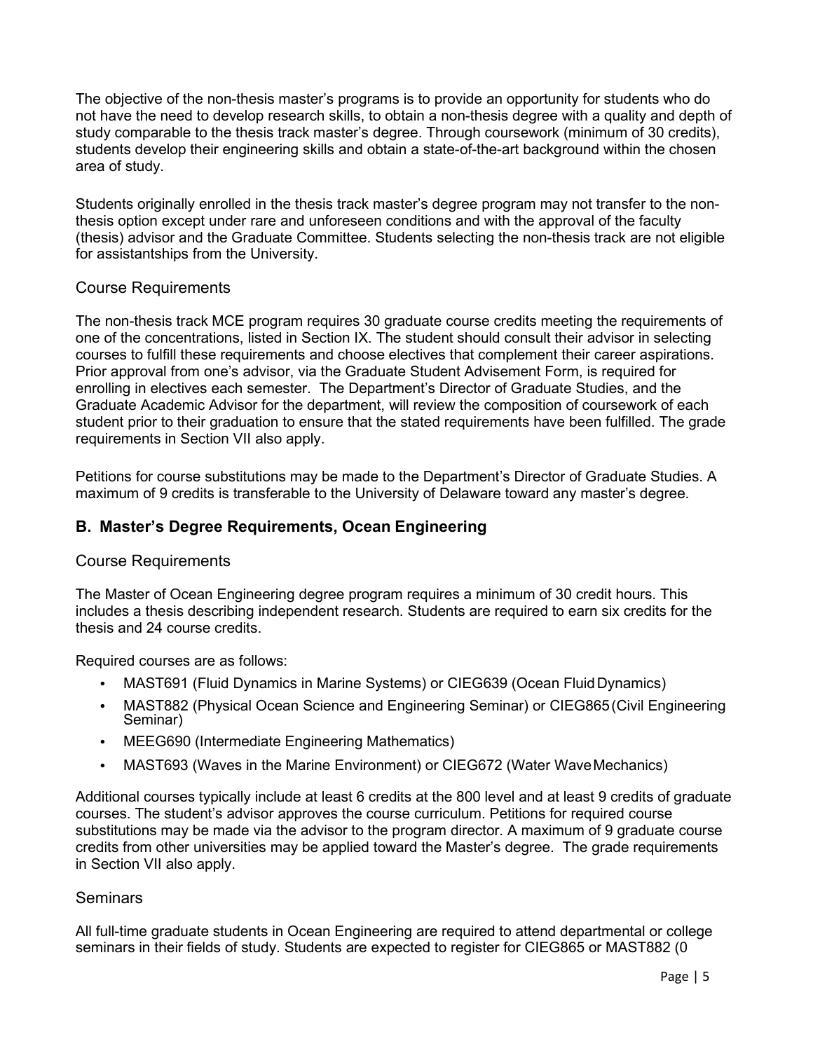The objective of the non-thesis master's programs is to provide an opportunity for students who do not have the need to develop research skills, to obtain a non-thesis degree with a quality and depth of study comparable to the thesis track master's degree. Through coursework (minimum of 30 credits), students develop their engineering skills and obtain a state-of-the-art background within the chosen area of study.

Students originally enrolled in the thesis track master's degree program may not transfer to the non-thesis option except under rare and unforeseen conditions and with the approval of the faculty (thesis) advisor and the Graduate Committee. Students selecting the non-thesis track are not eligible for assistantships from the University.

### Course Requirements

The non-thesis track MCE program requires 30 graduate course credits meeting the requirements of one of the concentrations, listed in Section IX. The student should consult their advisor in selecting courses to fulfill these requirements and choose electives that complement their career aspirations. Prior approval from one's advisor, via the Graduate Student Advisement Form, is required for enrolling in electives each semester. The Department's Director of Graduate Studies, and the Graduate Academic Advisor for the department, will review the composition of coursework of each student prior to their graduation to ensure that the stated requirements have been fulfilled. The grade requirements in Section VII also apply.

Petitions for course substitutions may be made to the Department's Director of Graduate Studies. A maximum of 9 credits is transferable to the University of Delaware toward any master's degree.

## B. Master's Degree Requirements, Ocean Engineering

### Course Requirements

The Master of Ocean Engineering degree program requires a minimum of 30 credit hours. This includes a thesis describing independent research. Students are required to earn six credits for the thesis and 24 course credits.

Required courses are as follows:

- MAST691 (Fluid Dynamics in Marine Systems) or CIEG639 (Ocean Fluid Dynamics)
- MAST882 (Physical Ocean Science and Engineering Seminar) or CIEG865 (Civil Engineering Seminar)
- MEEG690 (Intermediate Engineering Mathematics)
- MAST693 (Waves in the Marine Environment) or CIEG672 (Water Wave Mechanics)

Additional courses typically include at least 6 credits at the 800 level and at least 9 credits of graduate courses. The student's advisor approves the course curriculum. Petitions for required course substitutions may be made via the advisor to the program director. A maximum of 9 graduate course credits from other universities may be applied toward the Master's degree. The grade requirements in Section VII also apply.

### Seminars

All full-time graduate students in Ocean Engineering are required to attend departmental or college seminars in their fields of study. Students are expected to register for CIEG865 or MAST882 (0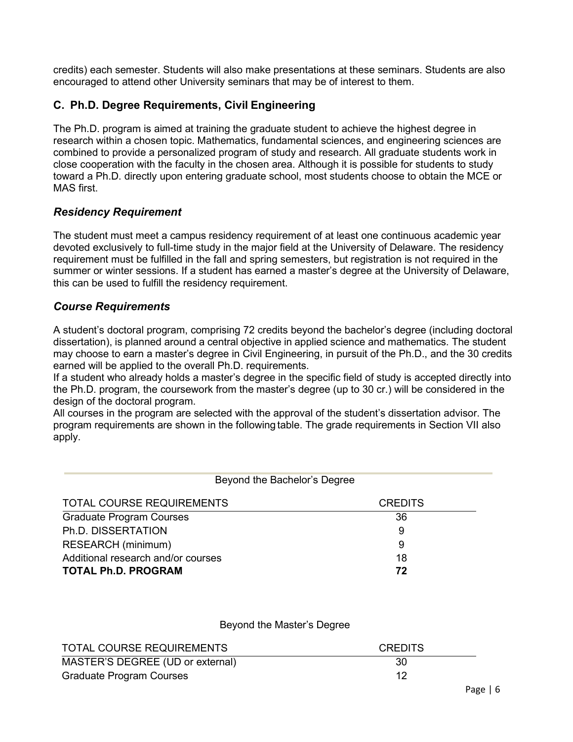credits) each semester. Students will also make presentations at these seminars. Students are also encouraged to attend other University seminars that may be of interest to them.

## C. Ph.D. Degree Requirements, Civil Engineering

The Ph.D. program is aimed at training the graduate student to achieve the highest degree in research within a chosen topic. Mathematics, fundamental sciences, and engineering sciences are combined to provide a personalized program of study and research. All graduate students work in close cooperation with the faculty in the chosen area. Although it is possible for students to study toward a Ph.D. directly upon entering graduate school, most students choose to obtain the MCE or MAS first.

### *Residency Requirement*

The student must meet a campus residency requirement of at least one continuous academic year devoted exclusively to full-time study in the major field at the University of Delaware. The residency requirement must be fulfilled in the fall and spring semesters, but registration is not required in the summer or winter sessions. If a student has earned a master's degree at the University of Delaware, this can be used to fulfill the residency requirement.

### *Course Requirements*

A student's doctoral program, comprising 72 credits beyond the bachelor's degree (including doctoral dissertation), is planned around a central objective in applied science and mathematics. The student may choose to earn a master's degree in Civil Engineering, in pursuit of the Ph.D., and the 30 credits earned will be applied to the overall Ph.D. requirements.

If a student who already holds a master's degree in the specific field of study is accepted directly into the Ph.D. program, the coursework from the master's degree (up to 30 cr.) will be considered in the design of the doctoral program.

All courses in the program are selected with the approval of the student's dissertation advisor. The program requirements are shown in the following table. The grade requirements in Section VII also apply.

Beyond the Bachelor's Degree

| TOTAL COURSE REQUIREMENTS | CREDITS |
|---|---|
| Graduate Program Courses | 36 |
| Ph.D. DISSERTATION | 9 |
| RESEARCH (minimum) | 9 |
| Additional research and/or courses | 18 |
| **TOTAL Ph.D. PROGRAM** | **72** |

Beyond the Master's Degree

| TOTAL COURSE REQUIREMENTS | CREDITS |
|---|---|
| MASTER'S DEGREE (UD or external) | 30 |
| Graduate Program Courses | 12 |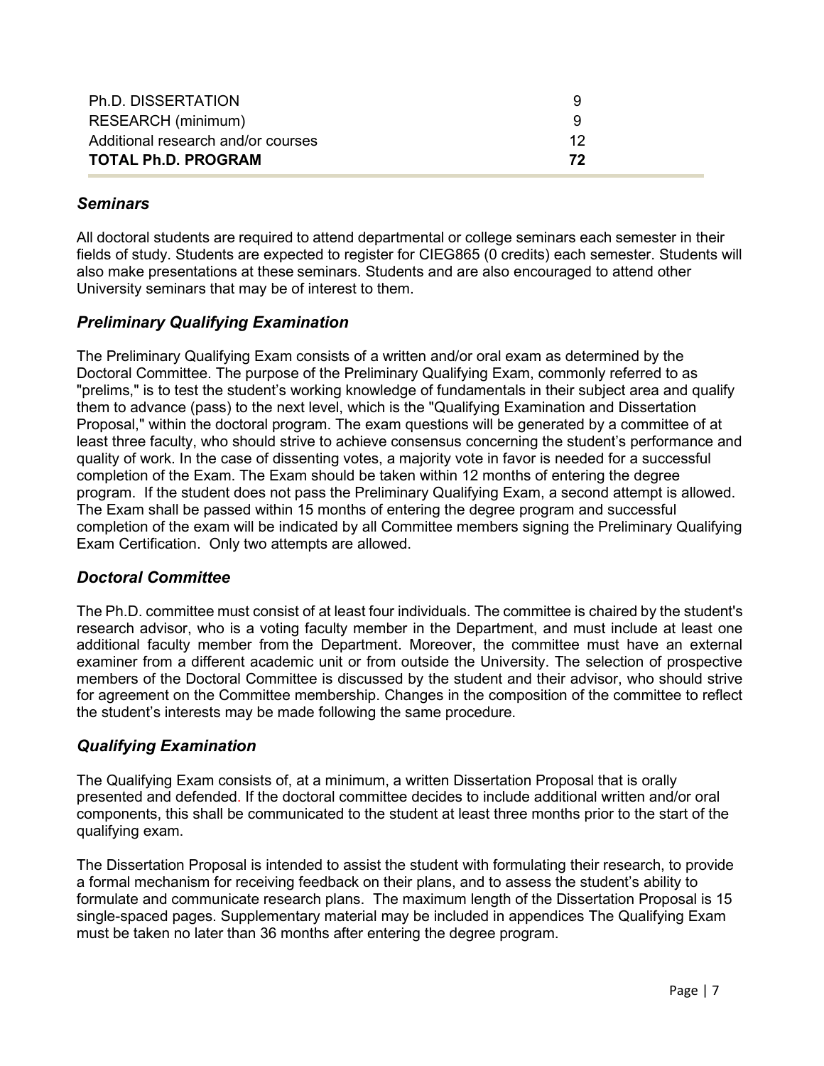| | |
|---|---|
| Ph.D. DISSERTATION | 9 |
| RESEARCH (minimum) | 9 |
| Additional research and/or courses | 12 |
| **TOTAL Ph.D. PROGRAM** | **72** |

### *Seminars*

All doctoral students are required to attend departmental or college seminars each semester in their fields of study. Students are expected to register for CIEG865 (0 credits) each semester. Students will also make presentations at these seminars. Students and are also encouraged to attend other University seminars that may be of interest to them.

### *Preliminary Qualifying Examination*

The Preliminary Qualifying Exam consists of a written and/or oral exam as determined by the Doctoral Committee. The purpose of the Preliminary Qualifying Exam, commonly referred to as "prelims," is to test the student's working knowledge of fundamentals in their subject area and qualify them to advance (pass) to the next level, which is the "Qualifying Examination and Dissertation Proposal," within the doctoral program. The exam questions will be generated by a committee of at least three faculty, who should strive to achieve consensus concerning the student's performance and quality of work. In the case of dissenting votes, a majority vote in favor is needed for a successful completion of the Exam. The Exam should be taken within 12 months of entering the degree program. If the student does not pass the Preliminary Qualifying Exam, a second attempt is allowed. The Exam shall be passed within 15 months of entering the degree program and successful completion of the exam will be indicated by all Committee members signing the Preliminary Qualifying Exam Certification. Only two attempts are allowed.

### *Doctoral Committee*

The Ph.D. committee must consist of at least four individuals. The committee is chaired by the student's research advisor, who is a voting faculty member in the Department, and must include at least one additional faculty member from the Department. Moreover, the committee must have an external examiner from a different academic unit or from outside the University. The selection of prospective members of the Doctoral Committee is discussed by the student and their advisor, who should strive for agreement on the Committee membership. Changes in the composition of the committee to reflect the student's interests may be made following the same procedure.

### *Qualifying Examination*

The Qualifying Exam consists of, at a minimum, a written Dissertation Proposal that is orally presented and defended. If the doctoral committee decides to include additional written and/or oral components, this shall be communicated to the student at least three months prior to the start of the qualifying exam.

The Dissertation Proposal is intended to assist the student with formulating their research, to provide a formal mechanism for receiving feedback on their plans, and to assess the student's ability to formulate and communicate research plans. The maximum length of the Dissertation Proposal is 15 single-spaced pages. Supplementary material may be included in appendices The Qualifying Exam must be taken no later than 36 months after entering the degree program.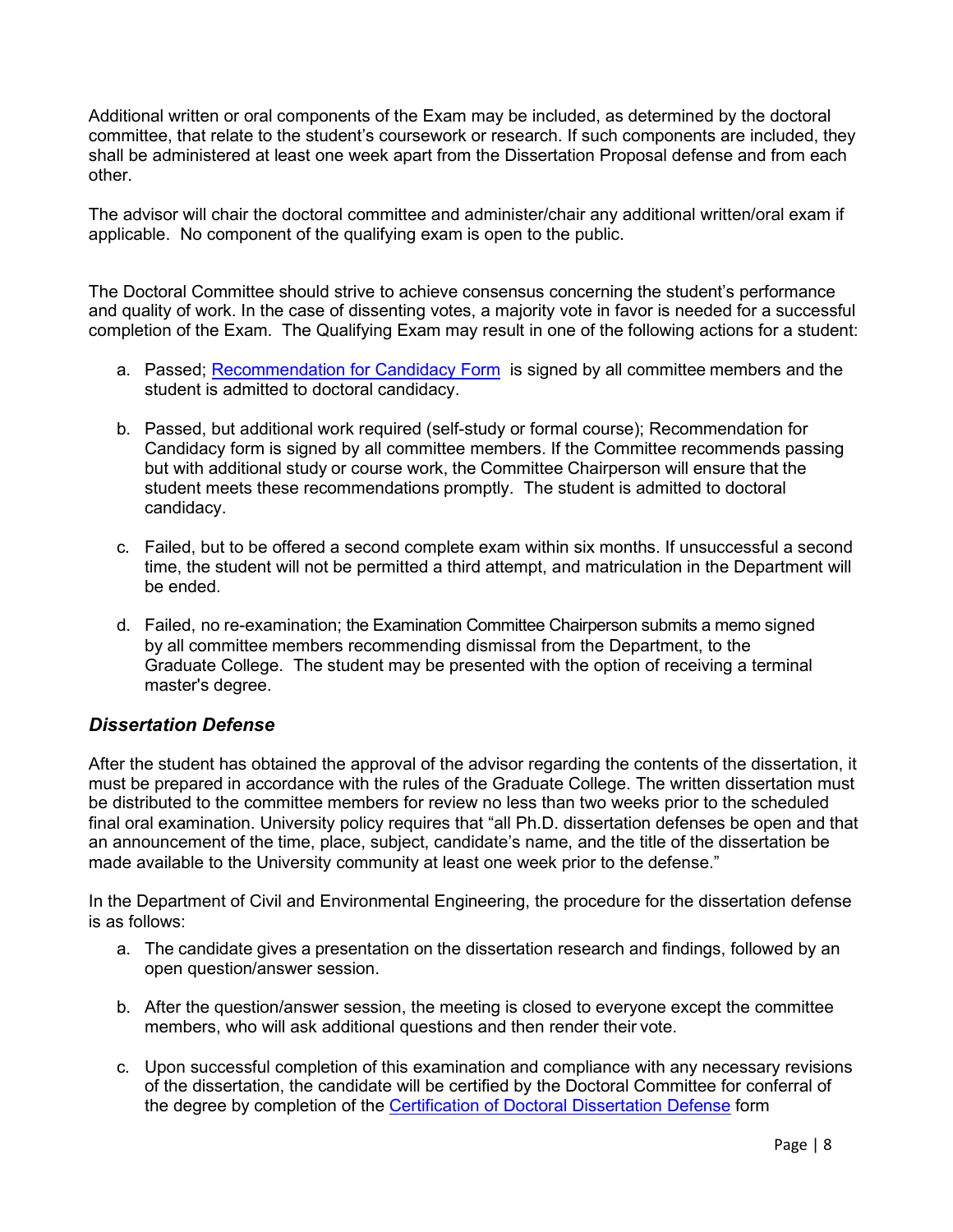Additional written or oral components of the Exam may be included, as determined by the doctoral committee, that relate to the student's coursework or research. If such components are included, they shall be administered at least one week apart from the Dissertation Proposal defense and from each other.

The advisor will chair the doctoral committee and administer/chair any additional written/oral exam if applicable. No component of the qualifying exam is open to the public.

The Doctoral Committee should strive to achieve consensus concerning the student's performance and quality of work. In the case of dissenting votes, a majority vote in favor is needed for a successful completion of the Exam. The Qualifying Exam may result in one of the following actions for a student:

a. Passed; Recommendation for Candidacy Form is signed by all committee members and the student is admitted to doctoral candidacy.

b. Passed, but additional work required (self-study or formal course); Recommendation for Candidacy form is signed by all committee members. If the Committee recommends passing but with additional study or course work, the Committee Chairperson will ensure that the student meets these recommendations promptly. The student is admitted to doctoral candidacy.

c. Failed, but to be offered a second complete exam within six months. If unsuccessful a second time, the student will not be permitted a third attempt, and matriculation in the Department will be ended.

d. Failed, no re-examination; the Examination Committee Chairperson submits a memo signed by all committee members recommending dismissal from the Department, to the Graduate College. The student may be presented with the option of receiving a terminal master's degree.

### *Dissertation Defense*

After the student has obtained the approval of the advisor regarding the contents of the dissertation, it must be prepared in accordance with the rules of the Graduate College. The written dissertation must be distributed to the committee members for review no less than two weeks prior to the scheduled final oral examination. University policy requires that "all Ph.D. dissertation defenses be open and that an announcement of the time, place, subject, candidate's name, and the title of the dissertation be made available to the University community at least one week prior to the defense."

In the Department of Civil and Environmental Engineering, the procedure for the dissertation defense is as follows:

a. The candidate gives a presentation on the dissertation research and findings, followed by an open question/answer session.

b. After the question/answer session, the meeting is closed to everyone except the committee members, who will ask additional questions and then render their vote.

c. Upon successful completion of this examination and compliance with any necessary revisions of the dissertation, the candidate will be certified by the Doctoral Committee for conferral of the degree by completion of the Certification of Doctoral Dissertation Defense form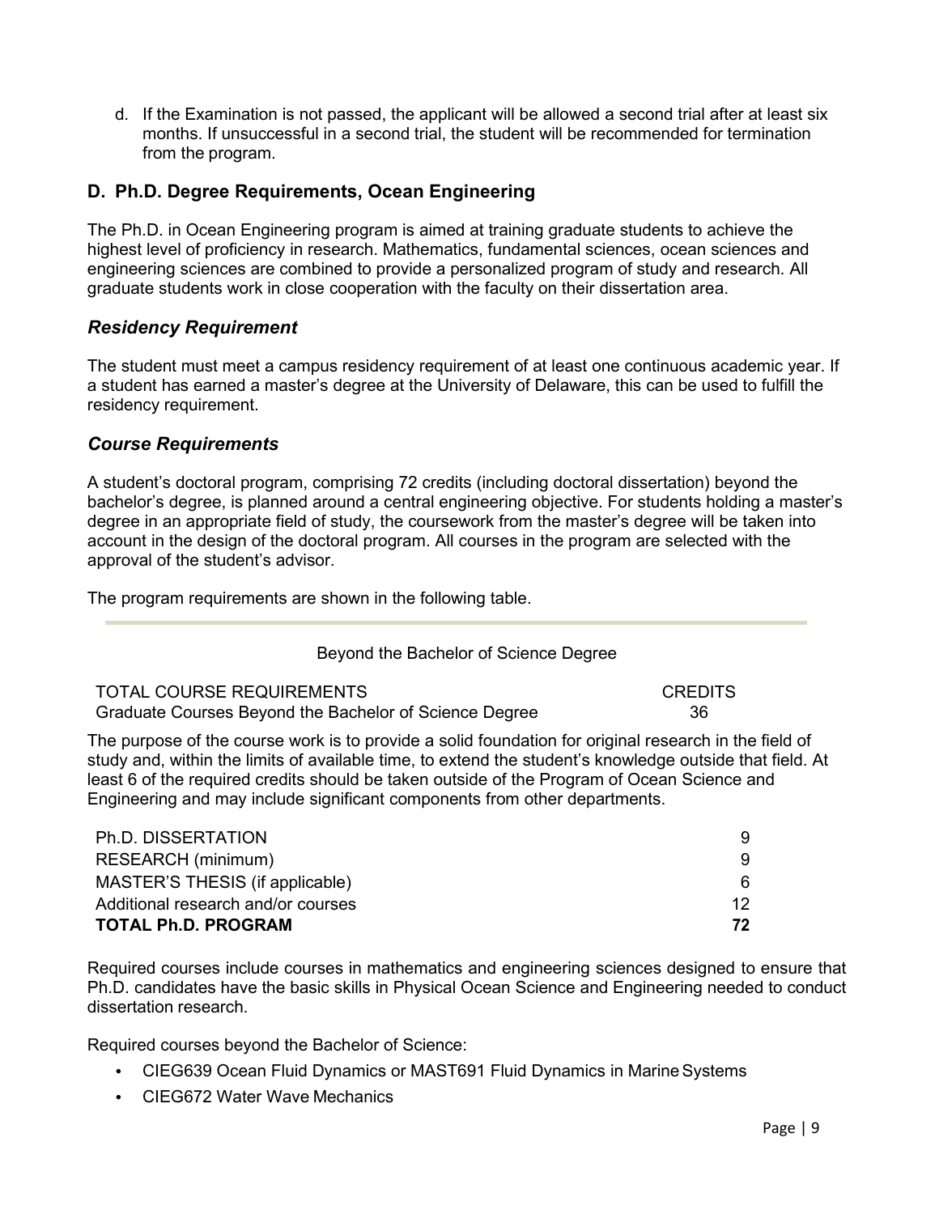d. If the Examination is not passed, the applicant will be allowed a second trial after at least six months. If unsuccessful in a second trial, the student will be recommended for termination from the program.

## D. Ph.D. Degree Requirements, Ocean Engineering

The Ph.D. in Ocean Engineering program is aimed at training graduate students to achieve the highest level of proficiency in research. Mathematics, fundamental sciences, ocean sciences and engineering sciences are combined to provide a personalized program of study and research. All graduate students work in close cooperation with the faculty on their dissertation area.

### *Residency Requirement*

The student must meet a campus residency requirement of at least one continuous academic year. If a student has earned a master's degree at the University of Delaware, this can be used to fulfill the residency requirement.

### *Course Requirements*

A student's doctoral program, comprising 72 credits (including doctoral dissertation) beyond the bachelor's degree, is planned around a central engineering objective. For students holding a master's degree in an appropriate field of study, the coursework from the master's degree will be taken into account in the design of the doctoral program. All courses in the program are selected with the approval of the student's advisor.

The program requirements are shown in the following table.

Beyond the Bachelor of Science Degree

| TOTAL COURSE REQUIREMENTS | CREDITS |
|---|---|
| Graduate Courses Beyond the Bachelor of Science Degree | 36 |

The purpose of the course work is to provide a solid foundation for original research in the field of study and, within the limits of available time, to extend the student's knowledge outside that field. At least 6 of the required credits should be taken outside of the Program of Ocean Science and Engineering and may include significant components from other departments.

| | |
|---|---|
| Ph.D. DISSERTATION | 9 |
| RESEARCH (minimum) | 9 |
| MASTER'S THESIS (if applicable) | 6 |
| Additional research and/or courses | 12 |
| **TOTAL Ph.D. PROGRAM** | **72** |

Required courses include courses in mathematics and engineering sciences designed to ensure that Ph.D. candidates have the basic skills in Physical Ocean Science and Engineering needed to conduct dissertation research.

Required courses beyond the Bachelor of Science:

- CIEG639 Ocean Fluid Dynamics or MAST691 Fluid Dynamics in Marine Systems
- CIEG672 Water Wave Mechanics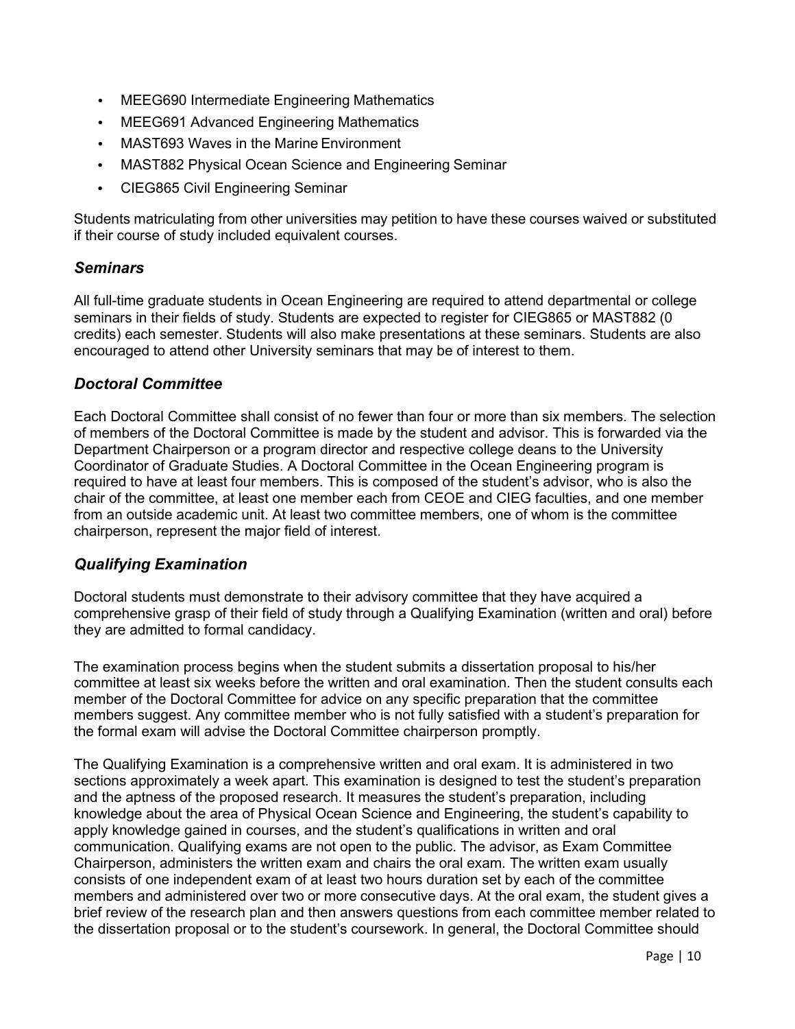- MEEG690 Intermediate Engineering Mathematics
- MEEG691 Advanced Engineering Mathematics
- MAST693 Waves in the Marine Environment
- MAST882 Physical Ocean Science and Engineering Seminar
- CIEG865 Civil Engineering Seminar

Students matriculating from other universities may petition to have these courses waived or substituted if their course of study included equivalent courses.

## *Seminars*

All full-time graduate students in Ocean Engineering are required to attend departmental or college seminars in their fields of study. Students are expected to register for CIEG865 or MAST882 (0 credits) each semester. Students will also make presentations at these seminars. Students are also encouraged to attend other University seminars that may be of interest to them.

## *Doctoral Committee*

Each Doctoral Committee shall consist of no fewer than four or more than six members. The selection of members of the Doctoral Committee is made by the student and advisor. This is forwarded via the Department Chairperson or a program director and respective college deans to the University Coordinator of Graduate Studies. A Doctoral Committee in the Ocean Engineering program is required to have at least four members. This is composed of the student's advisor, who is also the chair of the committee, at least one member each from CEOE and CIEG faculties, and one member from an outside academic unit. At least two committee members, one of whom is the committee chairperson, represent the major field of interest.

## *Qualifying Examination*

Doctoral students must demonstrate to their advisory committee that they have acquired a comprehensive grasp of their field of study through a Qualifying Examination (written and oral) before they are admitted to formal candidacy.

The examination process begins when the student submits a dissertation proposal to his/her committee at least six weeks before the written and oral examination. Then the student consults each member of the Doctoral Committee for advice on any specific preparation that the committee members suggest. Any committee member who is not fully satisfied with a student's preparation for the formal exam will advise the Doctoral Committee chairperson promptly.

The Qualifying Examination is a comprehensive written and oral exam. It is administered in two sections approximately a week apart. This examination is designed to test the student's preparation and the aptness of the proposed research. It measures the student's preparation, including knowledge about the area of Physical Ocean Science and Engineering, the student's capability to apply knowledge gained in courses, and the student's qualifications in written and oral communication. Qualifying exams are not open to the public. The advisor, as Exam Committee Chairperson, administers the written exam and chairs the oral exam. The written exam usually consists of one independent exam of at least two hours duration set by each of the committee members and administered over two or more consecutive days. At the oral exam, the student gives a brief review of the research plan and then answers questions from each committee member related to the dissertation proposal or to the student's coursework. In general, the Doctoral Committee should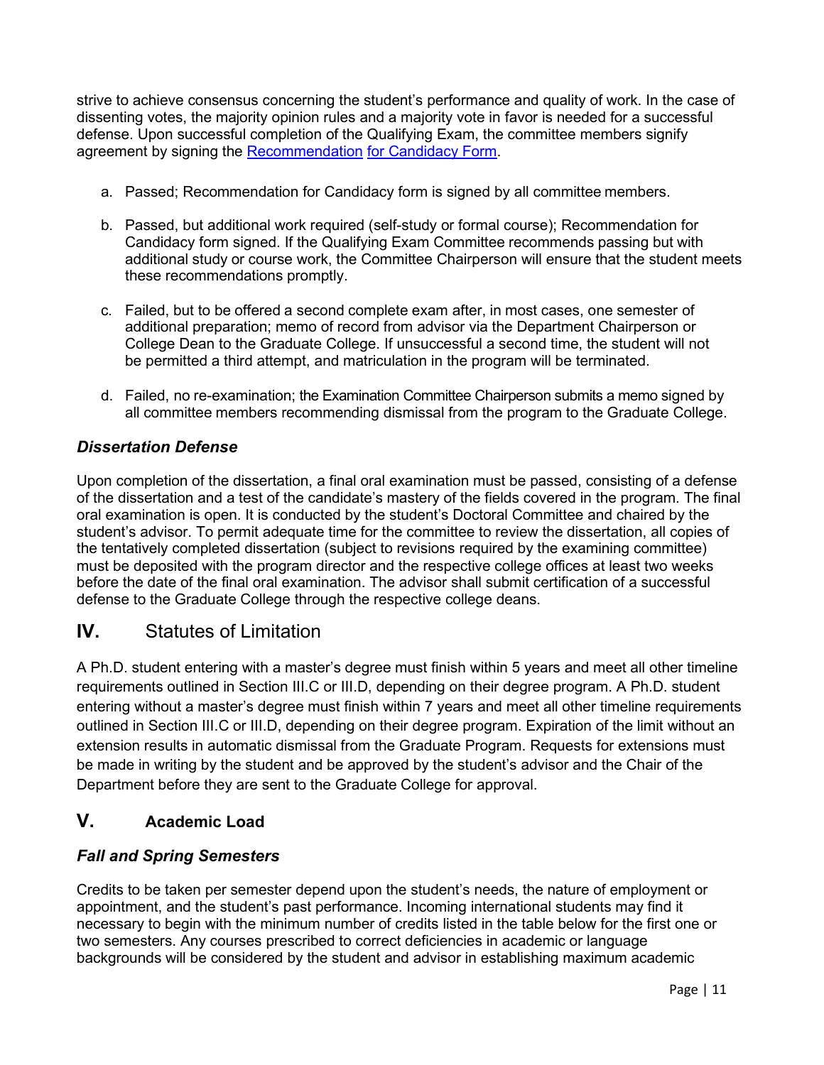strive to achieve consensus concerning the student's performance and quality of work. In the case of dissenting votes, the majority opinion rules and a majority vote in favor is needed for a successful defense. Upon successful completion of the Qualifying Exam, the committee members signify agreement by signing the [Recommendation for Candidacy Form](#).

a. Passed; Recommendation for Candidacy form is signed by all committee members.

b. Passed, but additional work required (self-study or formal course); Recommendation for Candidacy form signed. If the Qualifying Exam Committee recommends passing but with additional study or course work, the Committee Chairperson will ensure that the student meets these recommendations promptly.

c. Failed, but to be offered a second complete exam after, in most cases, one semester of additional preparation; memo of record from advisor via the Department Chairperson or College Dean to the Graduate College. If unsuccessful a second time, the student will not be permitted a third attempt, and matriculation in the program will be terminated.

d. Failed, no re-examination; the Examination Committee Chairperson submits a memo signed by all committee members recommending dismissal from the program to the Graduate College.

### *Dissertation Defense*

Upon completion of the dissertation, a final oral examination must be passed, consisting of a defense of the dissertation and a test of the candidate's mastery of the fields covered in the program. The final oral examination is open. It is conducted by the student's Doctoral Committee and chaired by the student's advisor. To permit adequate time for the committee to review the dissertation, all copies of the tentatively completed dissertation (subject to revisions required by the examining committee) must be deposited with the program director and the respective college offices at least two weeks before the date of the final oral examination. The advisor shall submit certification of a successful defense to the Graduate College through the respective college deans.

## IV. Statutes of Limitation

A Ph.D. student entering with a master's degree must finish within 5 years and meet all other timeline requirements outlined in Section III.C or III.D, depending on their degree program. A Ph.D. student entering without a master's degree must finish within 7 years and meet all other timeline requirements outlined in Section III.C or III.D, depending on their degree program. Expiration of the limit without an extension results in automatic dismissal from the Graduate Program. Requests for extensions must be made in writing by the student and be approved by the student's advisor and the Chair of the Department before they are sent to the Graduate College for approval.

## V. Academic Load

### *Fall and Spring Semesters*

Credits to be taken per semester depend upon the student's needs, the nature of employment or appointment, and the student's past performance. Incoming international students may find it necessary to begin with the minimum number of credits listed in the table below for the first one or two semesters. Any courses prescribed to correct deficiencies in academic or language backgrounds will be considered by the student and advisor in establishing maximum academic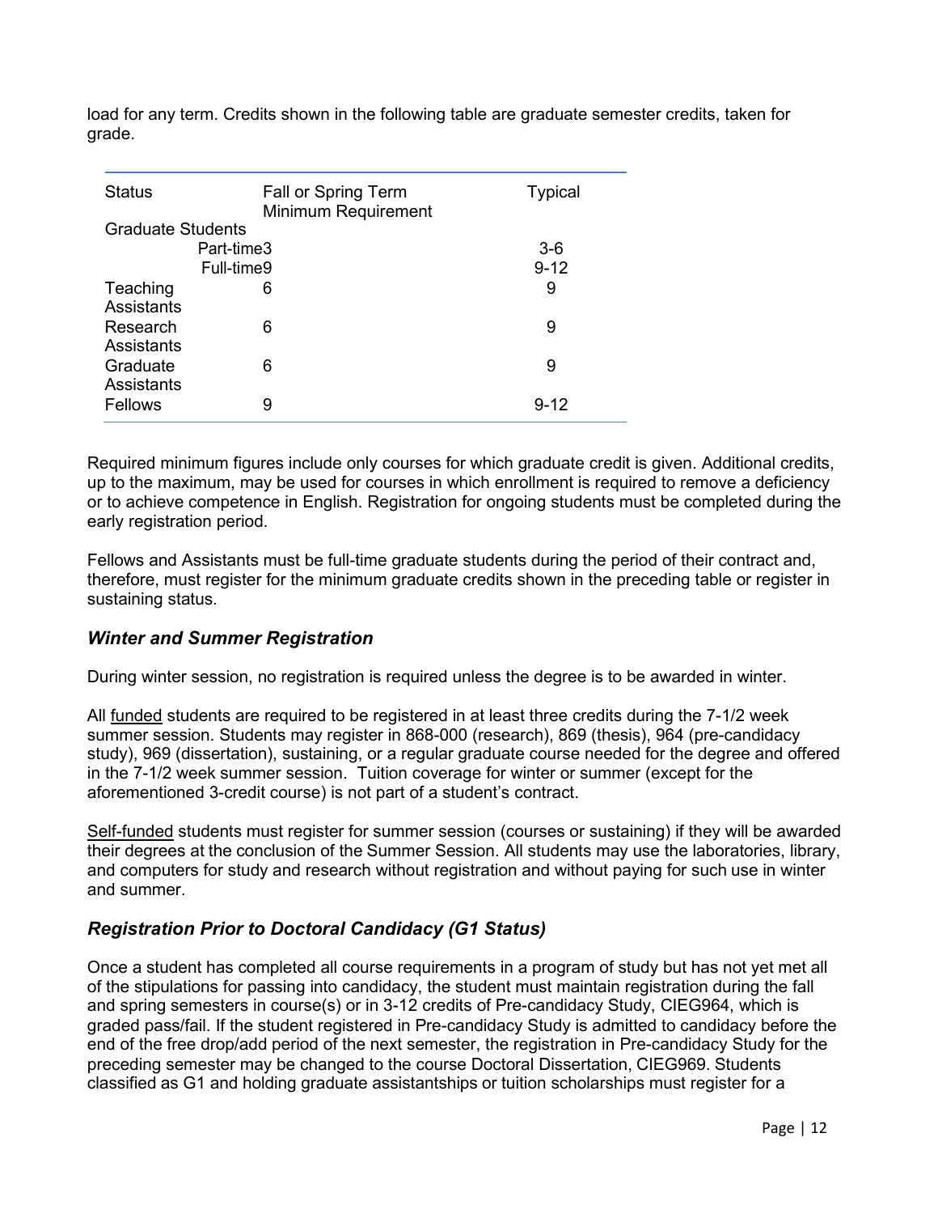load for any term. Credits shown in the following table are graduate semester credits, taken for grade.

| Status | Fall or Spring Term Minimum Requirement | Typical |
|---|---|---|
| Graduate Students | | |
| Part-time | 3 | 3-6 |
| Full-time | 9 | 9-12 |
| Teaching Assistants | 6 | 9 |
| Research Assistants | 6 | 9 |
| Graduate Assistants | 6 | 9 |
| Fellows | 9 | 9-12 |

Required minimum figures include only courses for which graduate credit is given. Additional credits, up to the maximum, may be used for courses in which enrollment is required to remove a deficiency or to achieve competence in English. Registration for ongoing students must be completed during the early registration period.

Fellows and Assistants must be full-time graduate students during the period of their contract and, therefore, must register for the minimum graduate credits shown in the preceding table or register in sustaining status.

## *Winter and Summer Registration*

During winter session, no registration is required unless the degree is to be awarded in winter.

All funded students are required to be registered in at least three credits during the 7-1/2 week summer session. Students may register in 868-000 (research), 869 (thesis), 964 (pre-candidacy study), 969 (dissertation), sustaining, or a regular graduate course needed for the degree and offered in the 7-1/2 week summer session. Tuition coverage for winter or summer (except for the aforementioned 3-credit course) is not part of a student's contract.

Self-funded students must register for summer session (courses or sustaining) if they will be awarded their degrees at the conclusion of the Summer Session. All students may use the laboratories, library, and computers for study and research without registration and without paying for such use in winter and summer.

## *Registration Prior to Doctoral Candidacy (G1 Status)*

Once a student has completed all course requirements in a program of study but has not yet met all of the stipulations for passing into candidacy, the student must maintain registration during the fall and spring semesters in course(s) or in 3-12 credits of Pre-candidacy Study, CIEG964, which is graded pass/fail. If the student registered in Pre-candidacy Study is admitted to candidacy before the end of the free drop/add period of the next semester, the registration in Pre-candidacy Study for the preceding semester may be changed to the course Doctoral Dissertation, CIEG969. Students classified as G1 and holding graduate assistantships or tuition scholarships must register for a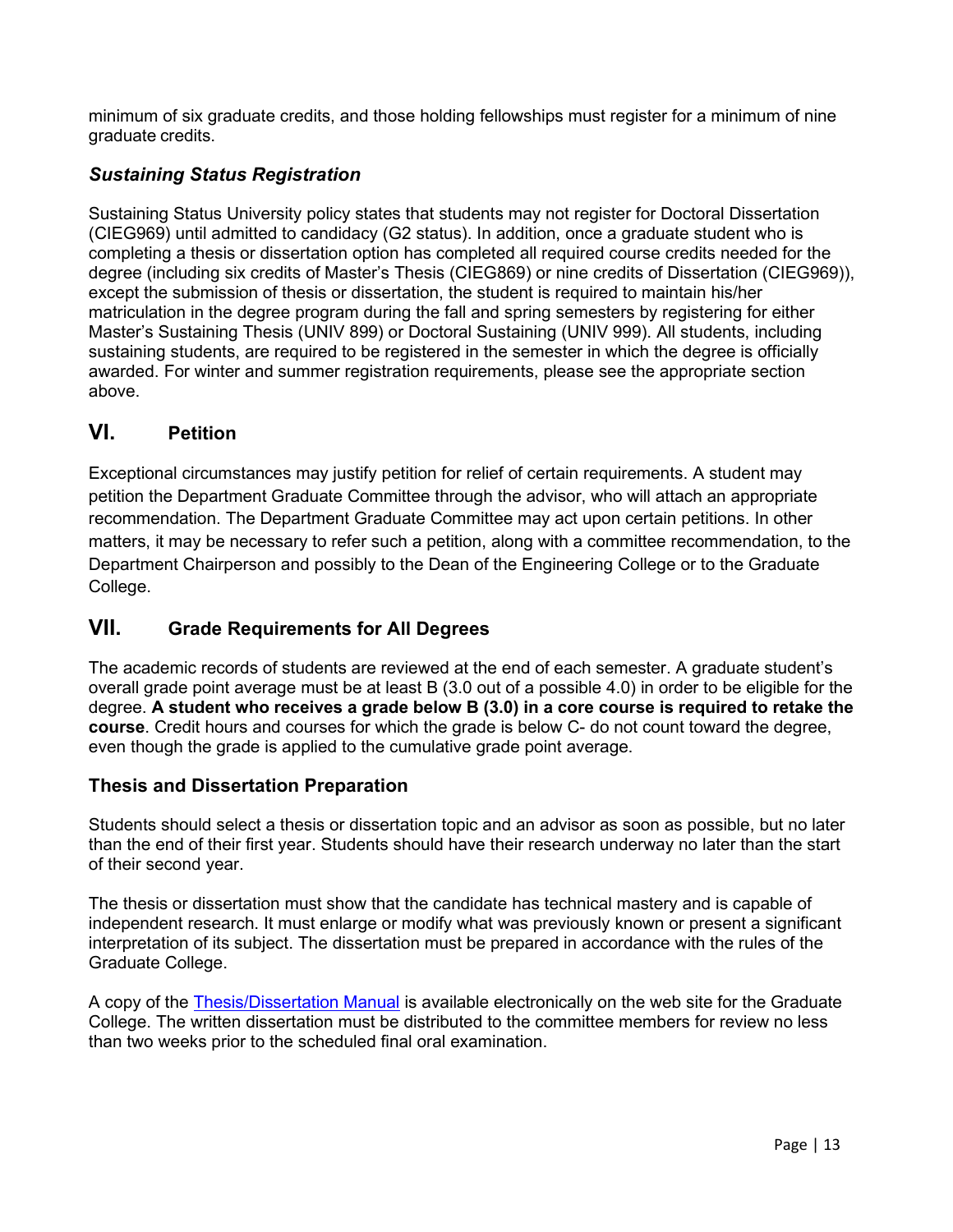minimum of six graduate credits, and those holding fellowships must register for a minimum of nine graduate credits.

### *Sustaining Status Registration*

Sustaining Status University policy states that students may not register for Doctoral Dissertation (CIEG969) until admitted to candidacy (G2 status). In addition, once a graduate student who is completing a thesis or dissertation option has completed all required course credits needed for the degree (including six credits of Master's Thesis (CIEG869) or nine credits of Dissertation (CIEG969)), except the submission of thesis or dissertation, the student is required to maintain his/her matriculation in the degree program during the fall and spring semesters by registering for either Master's Sustaining Thesis (UNIV 899) or Doctoral Sustaining (UNIV 999). All students, including sustaining students, are required to be registered in the semester in which the degree is officially awarded. For winter and summer registration requirements, please see the appropriate section above.

## VI. Petition

Exceptional circumstances may justify petition for relief of certain requirements. A student may petition the Department Graduate Committee through the advisor, who will attach an appropriate recommendation. The Department Graduate Committee may act upon certain petitions. In other matters, it may be necessary to refer such a petition, along with a committee recommendation, to the Department Chairperson and possibly to the Dean of the Engineering College or to the Graduate College.

## VII. Grade Requirements for All Degrees

The academic records of students are reviewed at the end of each semester. A graduate student's overall grade point average must be at least B (3.0 out of a possible 4.0) in order to be eligible for the degree. **A student who receives a grade below B (3.0) in a core course is required to retake the course**. Credit hours and courses for which the grade is below C- do not count toward the degree, even though the grade is applied to the cumulative grade point average.

### Thesis and Dissertation Preparation

Students should select a thesis or dissertation topic and an advisor as soon as possible, but no later than the end of their first year. Students should have their research underway no later than the start of their second year.

The thesis or dissertation must show that the candidate has technical mastery and is capable of independent research. It must enlarge or modify what was previously known or present a significant interpretation of its subject. The dissertation must be prepared in accordance with the rules of the Graduate College.

A copy of the Thesis/Dissertation Manual is available electronically on the web site for the Graduate College. The written dissertation must be distributed to the committee members for review no less than two weeks prior to the scheduled final oral examination.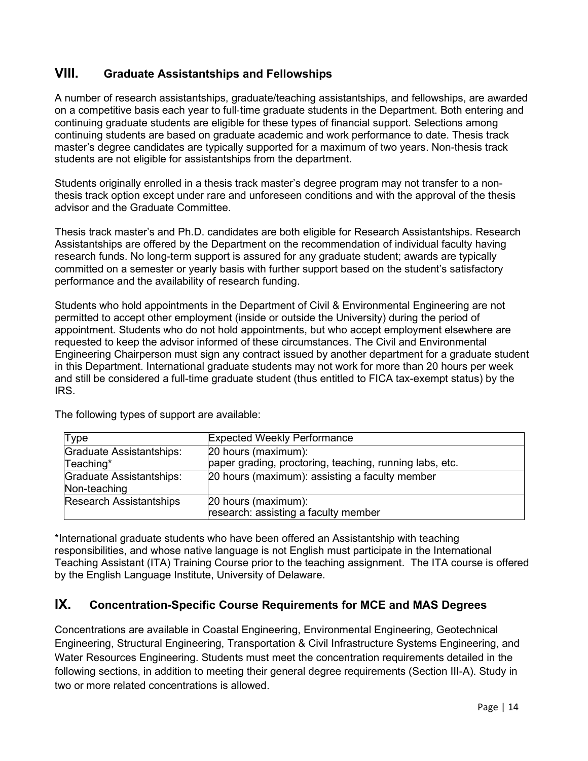## VIII. Graduate Assistantships and Fellowships

A number of research assistantships, graduate/teaching assistantships, and fellowships, are awarded on a competitive basis each year to full-time graduate students in the Department. Both entering and continuing graduate students are eligible for these types of financial support. Selections among continuing students are based on graduate academic and work performance to date. Thesis track master's degree candidates are typically supported for a maximum of two years. Non-thesis track students are not eligible for assistantships from the department.

Students originally enrolled in a thesis track master's degree program may not transfer to a non-thesis track option except under rare and unforeseen conditions and with the approval of the thesis advisor and the Graduate Committee.

Thesis track master's and Ph.D. candidates are both eligible for Research Assistantships. Research Assistantships are offered by the Department on the recommendation of individual faculty having research funds. No long-term support is assured for any graduate student; awards are typically committed on a semester or yearly basis with further support based on the student's satisfactory performance and the availability of research funding.

Students who hold appointments in the Department of Civil & Environmental Engineering are not permitted to accept other employment (inside or outside the University) during the period of appointment. Students who do not hold appointments, but who accept employment elsewhere are requested to keep the advisor informed of these circumstances. The Civil and Environmental Engineering Chairperson must sign any contract issued by another department for a graduate student in this Department. International graduate students may not work for more than 20 hours per week and still be considered a full-time graduate student (thus entitled to FICA tax-exempt status) by the IRS.

The following types of support are available:

| Type | Expected Weekly Performance |
|---|---|
| Graduate Assistantships: Teaching* | 20 hours (maximum): paper grading, proctoring, teaching, running labs, etc. |
| Graduate Assistantships: Non-teaching | 20 hours (maximum): assisting a faculty member |
| Research Assistantships | 20 hours (maximum): research: assisting a faculty member |

*International graduate students who have been offered an Assistantship with teaching responsibilities, and whose native language is not English must participate in the International Teaching Assistant (ITA) Training Course prior to the teaching assignment. The ITA course is offered by the English Language Institute, University of Delaware.

## IX. Concentration-Specific Course Requirements for MCE and MAS Degrees

Concentrations are available in Coastal Engineering, Environmental Engineering, Geotechnical Engineering, Structural Engineering, Transportation & Civil Infrastructure Systems Engineering, and Water Resources Engineering. Students must meet the concentration requirements detailed in the following sections, in addition to meeting their general degree requirements (Section III-A). Study in two or more related concentrations is allowed.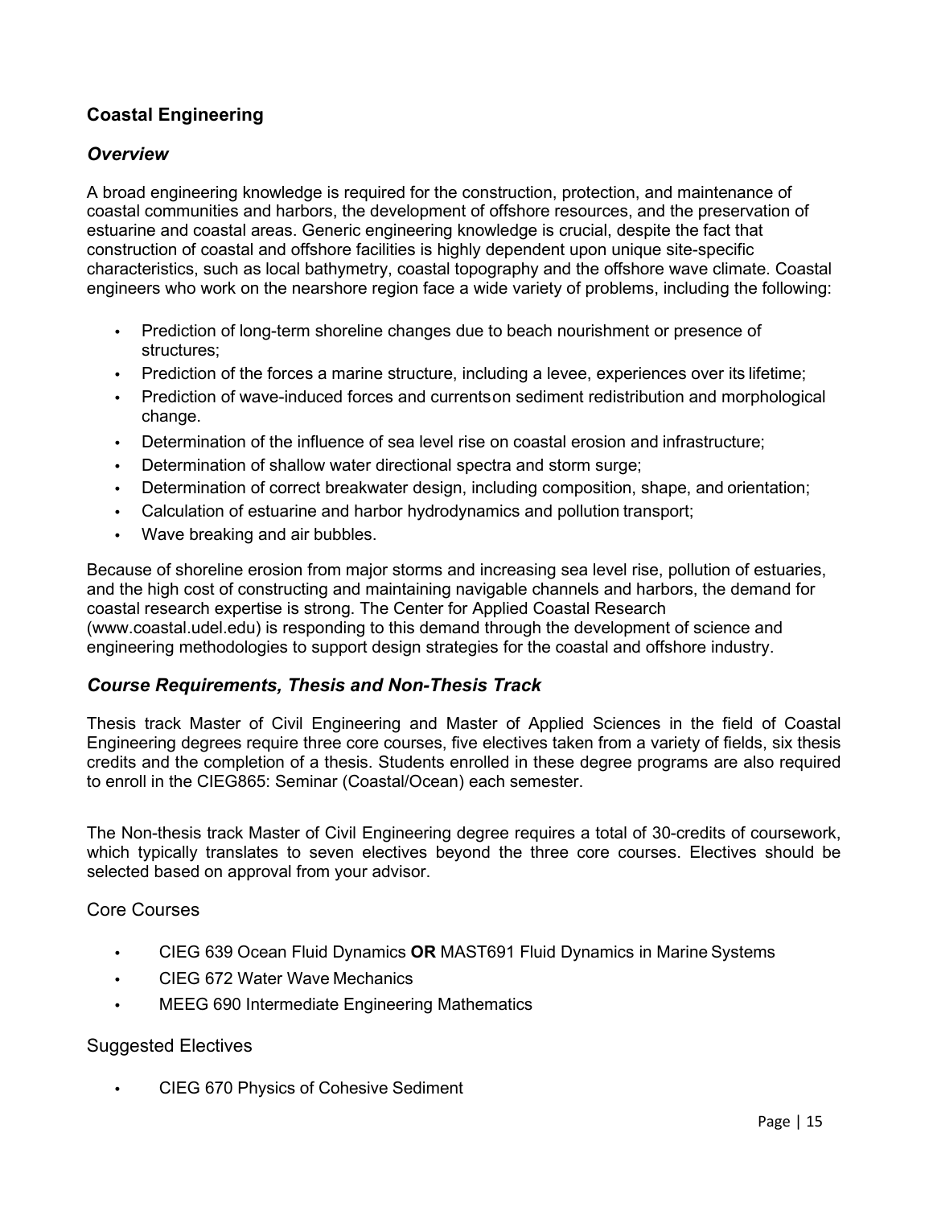## Coastal Engineering

### *Overview*

A broad engineering knowledge is required for the construction, protection, and maintenance of coastal communities and harbors, the development of offshore resources, and the preservation of estuarine and coastal areas. Generic engineering knowledge is crucial, despite the fact that construction of coastal and offshore facilities is highly dependent upon unique site-specific characteristics, such as local bathymetry, coastal topography and the offshore wave climate. Coastal engineers who work on the nearshore region face a wide variety of problems, including the following:

- Prediction of long-term shoreline changes due to beach nourishment or presence of structures;
- Prediction of the forces a marine structure, including a levee, experiences over its lifetime;
- Prediction of wave-induced forces and currentson sediment redistribution and morphological change.
- Determination of the influence of sea level rise on coastal erosion and infrastructure;
- Determination of shallow water directional spectra and storm surge;
- Determination of correct breakwater design, including composition, shape, and orientation;
- Calculation of estuarine and harbor hydrodynamics and pollution transport;
- Wave breaking and air bubbles.

Because of shoreline erosion from major storms and increasing sea level rise, pollution of estuaries, and the high cost of constructing and maintaining navigable channels and harbors, the demand for coastal research expertise is strong. The Center for Applied Coastal Research (www.coastal.udel.edu) is responding to this demand through the development of science and engineering methodologies to support design strategies for the coastal and offshore industry.

### *Course Requirements, Thesis and Non-Thesis Track*

Thesis track Master of Civil Engineering and Master of Applied Sciences in the field of Coastal Engineering degrees require three core courses, five electives taken from a variety of fields, six thesis credits and the completion of a thesis. Students enrolled in these degree programs are also required to enroll in the CIEG865: Seminar (Coastal/Ocean) each semester.

The Non-thesis track Master of Civil Engineering degree requires a total of 30-credits of coursework, which typically translates to seven electives beyond the three core courses. Electives should be selected based on approval from your advisor.

#### Core Courses

- CIEG 639 Ocean Fluid Dynamics **OR** MAST691 Fluid Dynamics in Marine Systems
- CIEG 672 Water Wave Mechanics
- MEEG 690 Intermediate Engineering Mathematics

#### Suggested Electives

- CIEG 670 Physics of Cohesive Sediment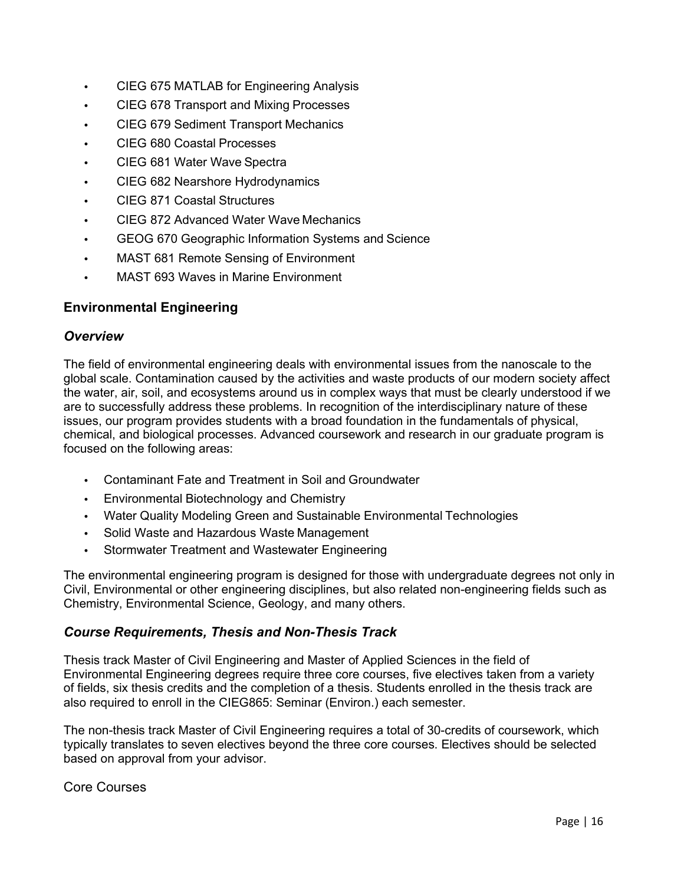- CIEG 675 MATLAB for Engineering Analysis
- CIEG 678 Transport and Mixing Processes
- CIEG 679 Sediment Transport Mechanics
- CIEG 680 Coastal Processes
- CIEG 681 Water Wave Spectra
- CIEG 682 Nearshore Hydrodynamics
- CIEG 871 Coastal Structures
- CIEG 872 Advanced Water Wave Mechanics
- GEOG 670 Geographic Information Systems and Science
- MAST 681 Remote Sensing of Environment
- MAST 693 Waves in Marine Environment

## Environmental Engineering

### *Overview*

The field of environmental engineering deals with environmental issues from the nanoscale to the global scale. Contamination caused by the activities and waste products of our modern society affect the water, air, soil, and ecosystems around us in complex ways that must be clearly understood if we are to successfully address these problems. In recognition of the interdisciplinary nature of these issues, our program provides students with a broad foundation in the fundamentals of physical, chemical, and biological processes. Advanced coursework and research in our graduate program is focused on the following areas:

- Contaminant Fate and Treatment in Soil and Groundwater
- Environmental Biotechnology and Chemistry
- Water Quality Modeling Green and Sustainable Environmental Technologies
- Solid Waste and Hazardous Waste Management
- Stormwater Treatment and Wastewater Engineering

The environmental engineering program is designed for those with undergraduate degrees not only in Civil, Environmental or other engineering disciplines, but also related non-engineering fields such as Chemistry, Environmental Science, Geology, and many others.

### *Course Requirements, Thesis and Non-Thesis Track*

Thesis track Master of Civil Engineering and Master of Applied Sciences in the field of Environmental Engineering degrees require three core courses, five electives taken from a variety of fields, six thesis credits and the completion of a thesis. Students enrolled in the thesis track are also required to enroll in the CIEG865: Seminar (Environ.) each semester.

The non-thesis track Master of Civil Engineering requires a total of 30-credits of coursework, which typically translates to seven electives beyond the three core courses. Electives should be selected based on approval from your advisor.

Core Courses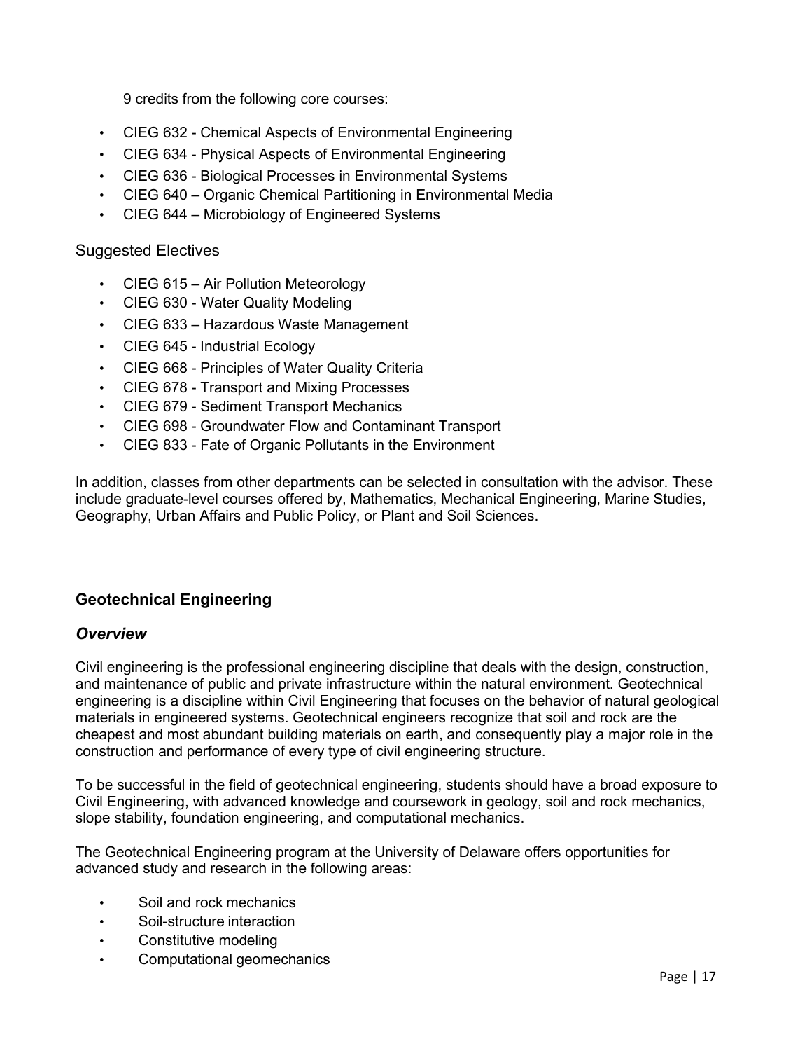9 credits from the following core courses:

- CIEG 632 - Chemical Aspects of Environmental Engineering
- CIEG 634 - Physical Aspects of Environmental Engineering
- CIEG 636 - Biological Processes in Environmental Systems
- CIEG 640 – Organic Chemical Partitioning in Environmental Media
- CIEG 644 – Microbiology of Engineered Systems

### Suggested Electives

- CIEG 615 – Air Pollution Meteorology
- CIEG 630 - Water Quality Modeling
- CIEG 633 – Hazardous Waste Management
- CIEG 645 - Industrial Ecology
- CIEG 668 - Principles of Water Quality Criteria
- CIEG 678 - Transport and Mixing Processes
- CIEG 679 - Sediment Transport Mechanics
- CIEG 698 - Groundwater Flow and Contaminant Transport
- CIEG 833 - Fate of Organic Pollutants in the Environment

In addition, classes from other departments can be selected in consultation with the advisor. These include graduate-level courses offered by, Mathematics, Mechanical Engineering, Marine Studies, Geography, Urban Affairs and Public Policy, or Plant and Soil Sciences.

## Geotechnical Engineering

### *Overview*

Civil engineering is the professional engineering discipline that deals with the design, construction, and maintenance of public and private infrastructure within the natural environment. Geotechnical engineering is a discipline within Civil Engineering that focuses on the behavior of natural geological materials in engineered systems. Geotechnical engineers recognize that soil and rock are the cheapest and most abundant building materials on earth, and consequently play a major role in the construction and performance of every type of civil engineering structure.

To be successful in the field of geotechnical engineering, students should have a broad exposure to Civil Engineering, with advanced knowledge and coursework in geology, soil and rock mechanics, slope stability, foundation engineering, and computational mechanics.

The Geotechnical Engineering program at the University of Delaware offers opportunities for advanced study and research in the following areas:

- Soil and rock mechanics
- Soil-structure interaction
- Constitutive modeling
- Computational geomechanics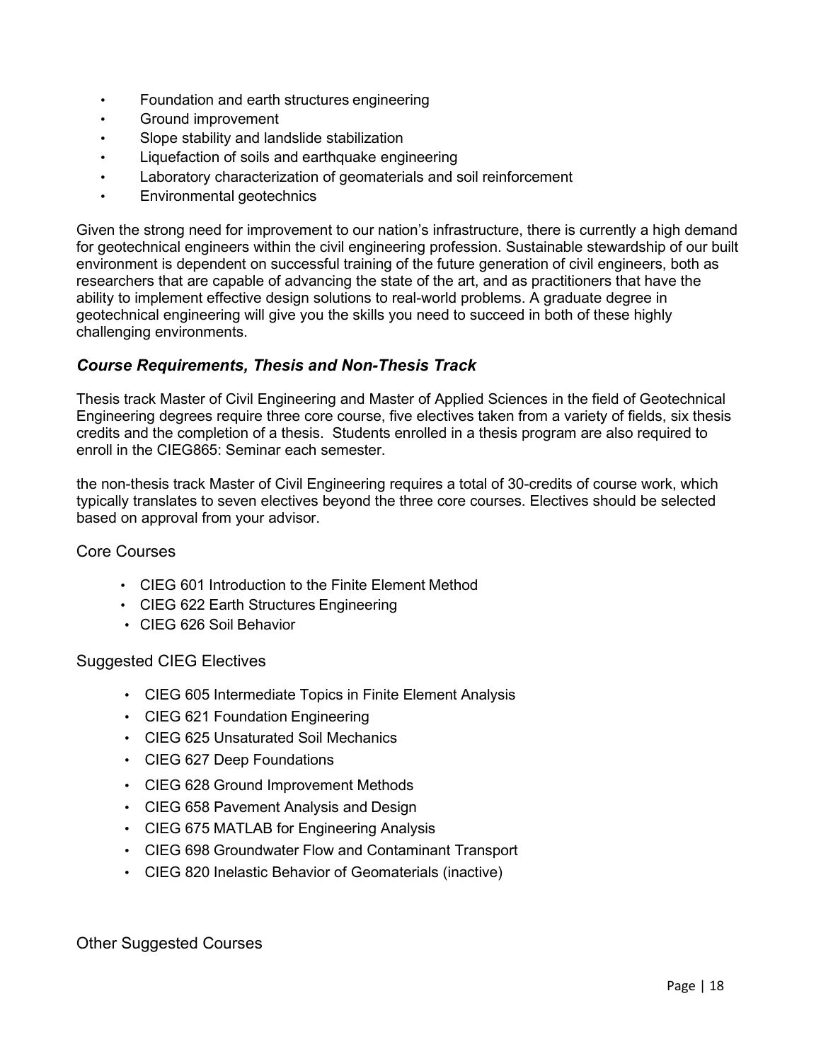- Foundation and earth structures engineering
- Ground improvement
- Slope stability and landslide stabilization
- Liquefaction of soils and earthquake engineering
- Laboratory characterization of geomaterials and soil reinforcement
- Environmental geotechnics

Given the strong need for improvement to our nation's infrastructure, there is currently a high demand for geotechnical engineers within the civil engineering profession. Sustainable stewardship of our built environment is dependent on successful training of the future generation of civil engineers, both as researchers that are capable of advancing the state of the art, and as practitioners that have the ability to implement effective design solutions to real-world problems. A graduate degree in geotechnical engineering will give you the skills you need to succeed in both of these highly challenging environments.

### *Course Requirements, Thesis and Non-Thesis Track*

Thesis track Master of Civil Engineering and Master of Applied Sciences in the field of Geotechnical Engineering degrees require three core course, five electives taken from a variety of fields, six thesis credits and the completion of a thesis. Students enrolled in a thesis program are also required to enroll in the CIEG865: Seminar each semester.

the non-thesis track Master of Civil Engineering requires a total of 30-credits of course work, which typically translates to seven electives beyond the three core courses. Electives should be selected based on approval from your advisor.

#### Core Courses

- CIEG 601 Introduction to the Finite Element Method
- CIEG 622 Earth Structures Engineering
- CIEG 626 Soil Behavior

#### Suggested CIEG Electives

- CIEG 605 Intermediate Topics in Finite Element Analysis
- CIEG 621 Foundation Engineering
- CIEG 625 Unsaturated Soil Mechanics
- CIEG 627 Deep Foundations
- CIEG 628 Ground Improvement Methods
- CIEG 658 Pavement Analysis and Design
- CIEG 675 MATLAB for Engineering Analysis
- CIEG 698 Groundwater Flow and Contaminant Transport
- CIEG 820 Inelastic Behavior of Geomaterials (inactive)

#### Other Suggested Courses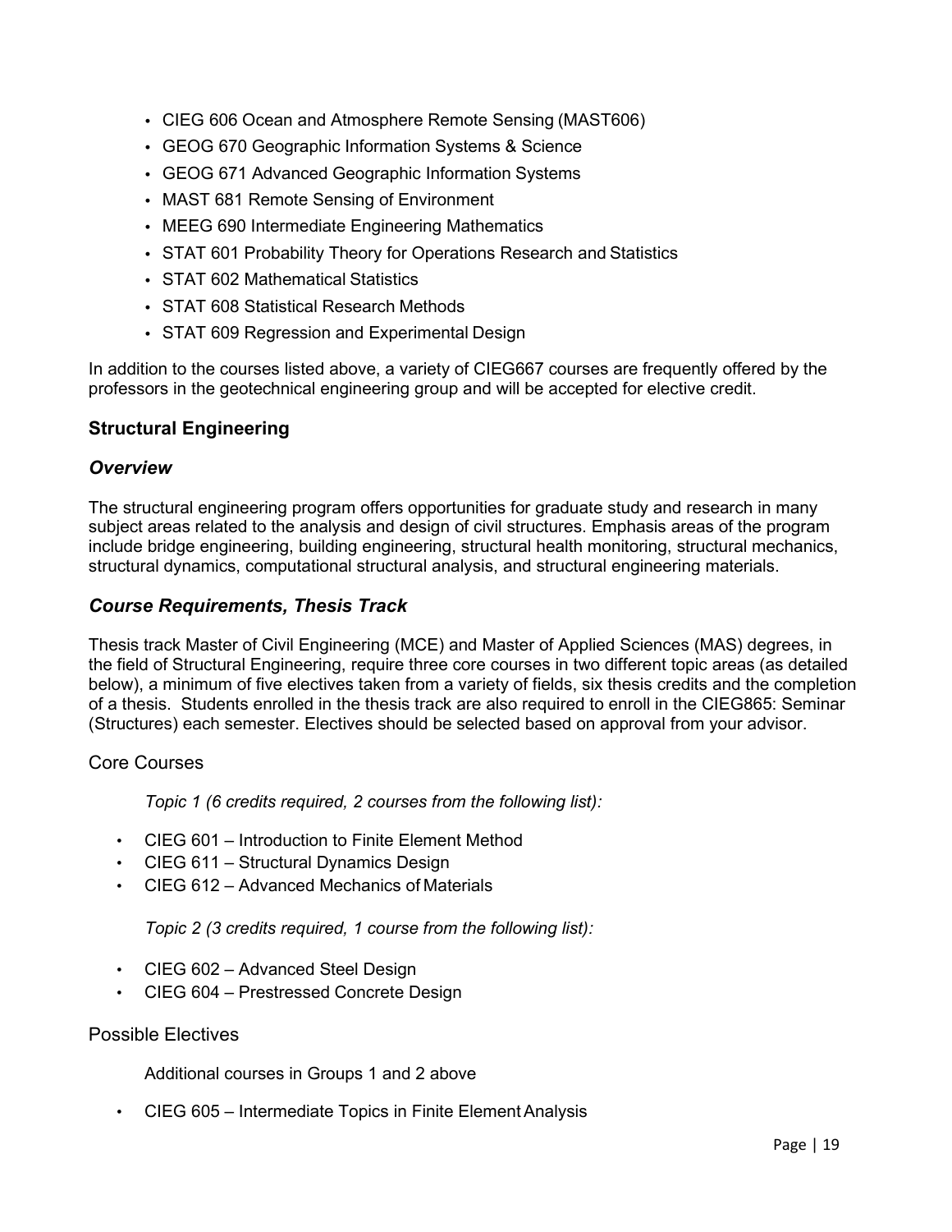- CIEG 606 Ocean and Atmosphere Remote Sensing (MAST606)
- GEOG 670 Geographic Information Systems & Science
- GEOG 671 Advanced Geographic Information Systems
- MAST 681 Remote Sensing of Environment
- MEEG 690 Intermediate Engineering Mathematics
- STAT 601 Probability Theory for Operations Research and Statistics
- STAT 602 Mathematical Statistics
- STAT 608 Statistical Research Methods
- STAT 609 Regression and Experimental Design

In addition to the courses listed above, a variety of CIEG667 courses are frequently offered by the professors in the geotechnical engineering group and will be accepted for elective credit.

## Structural Engineering

### *Overview*

The structural engineering program offers opportunities for graduate study and research in many subject areas related to the analysis and design of civil structures. Emphasis areas of the program include bridge engineering, building engineering, structural health monitoring, structural mechanics, structural dynamics, computational structural analysis, and structural engineering materials.

### *Course Requirements, Thesis Track*

Thesis track Master of Civil Engineering (MCE) and Master of Applied Sciences (MAS) degrees, in the field of Structural Engineering, require three core courses in two different topic areas (as detailed below), a minimum of five electives taken from a variety of fields, six thesis credits and the completion of a thesis. Students enrolled in the thesis track are also required to enroll in the CIEG865: Seminar (Structures) each semester. Electives should be selected based on approval from your advisor.

#### Core Courses

*Topic 1 (6 credits required, 2 courses from the following list):*

- CIEG 601 – Introduction to Finite Element Method
- CIEG 611 – Structural Dynamics Design
- CIEG 612 – Advanced Mechanics of Materials

*Topic 2 (3 credits required, 1 course from the following list):*

- CIEG 602 – Advanced Steel Design
- CIEG 604 – Prestressed Concrete Design

#### Possible Electives

Additional courses in Groups 1 and 2 above

- CIEG 605 – Intermediate Topics in Finite Element Analysis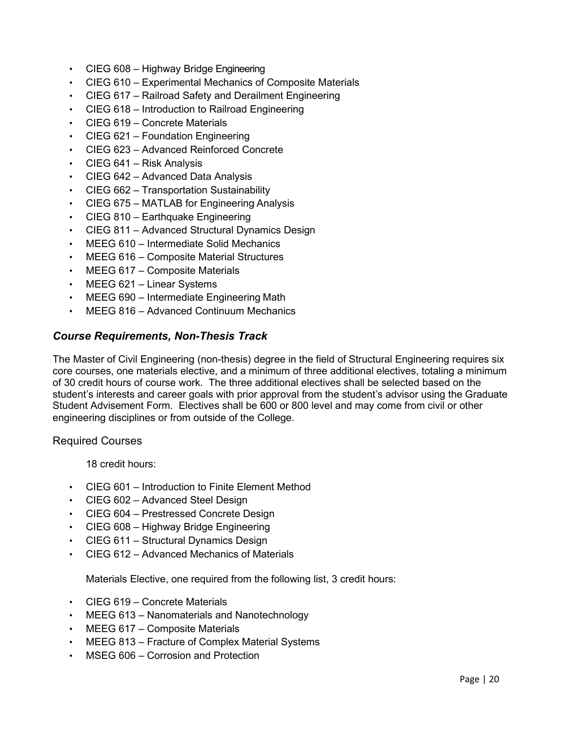- CIEG 608 – Highway Bridge Engineering
- CIEG 610 – Experimental Mechanics of Composite Materials
- CIEG 617 – Railroad Safety and Derailment Engineering
- CIEG 618 – Introduction to Railroad Engineering
- CIEG 619 – Concrete Materials
- CIEG 621 – Foundation Engineering
- CIEG 623 – Advanced Reinforced Concrete
- CIEG 641 – Risk Analysis
- CIEG 642 – Advanced Data Analysis
- CIEG 662 – Transportation Sustainability
- CIEG 675 – MATLAB for Engineering Analysis
- CIEG 810 – Earthquake Engineering
- CIEG 811 – Advanced Structural Dynamics Design
- MEEG 610 – Intermediate Solid Mechanics
- MEEG 616 – Composite Material Structures
- MEEG 617 – Composite Materials
- MEEG 621 – Linear Systems
- MEEG 690 – Intermediate Engineering Math
- MEEG 816 – Advanced Continuum Mechanics

### *Course Requirements, Non-Thesis Track*

The Master of Civil Engineering (non-thesis) degree in the field of Structural Engineering requires six core courses, one materials elective, and a minimum of three additional electives, totaling a minimum of 30 credit hours of course work. The three additional electives shall be selected based on the student's interests and career goals with prior approval from the student's advisor using the Graduate Student Advisement Form. Electives shall be 600 or 800 level and may come from civil or other engineering disciplines or from outside of the College.

#### Required Courses

18 credit hours:

- CIEG 601 – Introduction to Finite Element Method
- CIEG 602 – Advanced Steel Design
- CIEG 604 – Prestressed Concrete Design
- CIEG 608 – Highway Bridge Engineering
- CIEG 611 – Structural Dynamics Design
- CIEG 612 – Advanced Mechanics of Materials

Materials Elective, one required from the following list, 3 credit hours:

- CIEG 619 – Concrete Materials
- MEEG 613 – Nanomaterials and Nanotechnology
- MEEG 617 – Composite Materials
- MEEG 813 – Fracture of Complex Material Systems
- MSEG 606 – Corrosion and Protection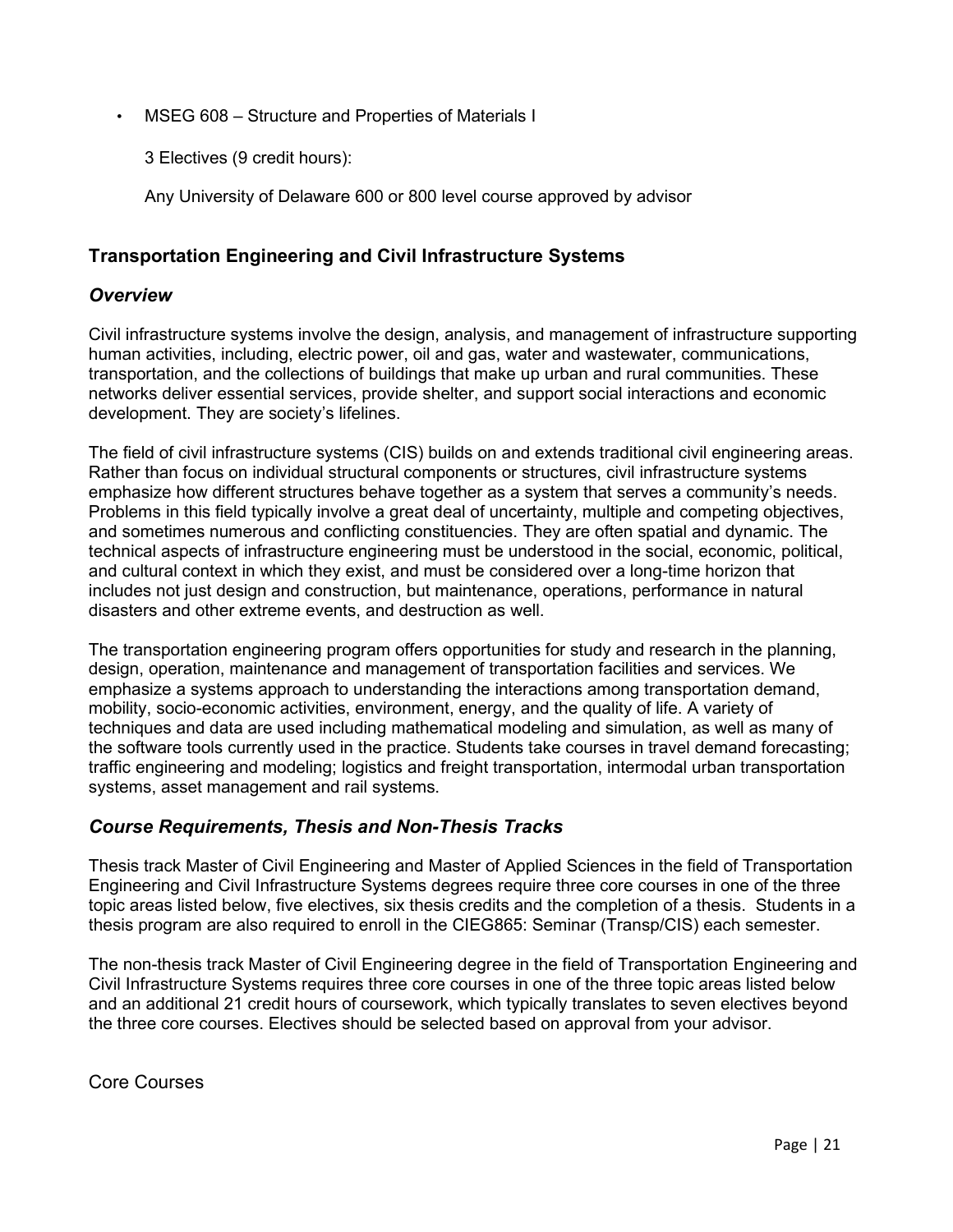- MSEG 608 – Structure and Properties of Materials I

  3 Electives (9 credit hours):

  Any University of Delaware 600 or 800 level course approved by advisor

## Transportation Engineering and Civil Infrastructure Systems

### *Overview*

Civil infrastructure systems involve the design, analysis, and management of infrastructure supporting human activities, including, electric power, oil and gas, water and wastewater, communications, transportation, and the collections of buildings that make up urban and rural communities. These networks deliver essential services, provide shelter, and support social interactions and economic development. They are society's lifelines.

The field of civil infrastructure systems (CIS) builds on and extends traditional civil engineering areas. Rather than focus on individual structural components or structures, civil infrastructure systems emphasize how different structures behave together as a system that serves a community's needs. Problems in this field typically involve a great deal of uncertainty, multiple and competing objectives, and sometimes numerous and conflicting constituencies. They are often spatial and dynamic. The technical aspects of infrastructure engineering must be understood in the social, economic, political, and cultural context in which they exist, and must be considered over a long-time horizon that includes not just design and construction, but maintenance, operations, performance in natural disasters and other extreme events, and destruction as well.

The transportation engineering program offers opportunities for study and research in the planning, design, operation, maintenance and management of transportation facilities and services. We emphasize a systems approach to understanding the interactions among transportation demand, mobility, socio-economic activities, environment, energy, and the quality of life. A variety of techniques and data are used including mathematical modeling and simulation, as well as many of the software tools currently used in the practice. Students take courses in travel demand forecasting; traffic engineering and modeling; logistics and freight transportation, intermodal urban transportation systems, asset management and rail systems.

### *Course Requirements, Thesis and Non-Thesis Tracks*

Thesis track Master of Civil Engineering and Master of Applied Sciences in the field of Transportation Engineering and Civil Infrastructure Systems degrees require three core courses in one of the three topic areas listed below, five electives, six thesis credits and the completion of a thesis. Students in a thesis program are also required to enroll in the CIEG865: Seminar (Transp/CIS) each semester.

The non-thesis track Master of Civil Engineering degree in the field of Transportation Engineering and Civil Infrastructure Systems requires three core courses in one of the three topic areas listed below and an additional 21 credit hours of coursework, which typically translates to seven electives beyond the three core courses. Electives should be selected based on approval from your advisor.

Core Courses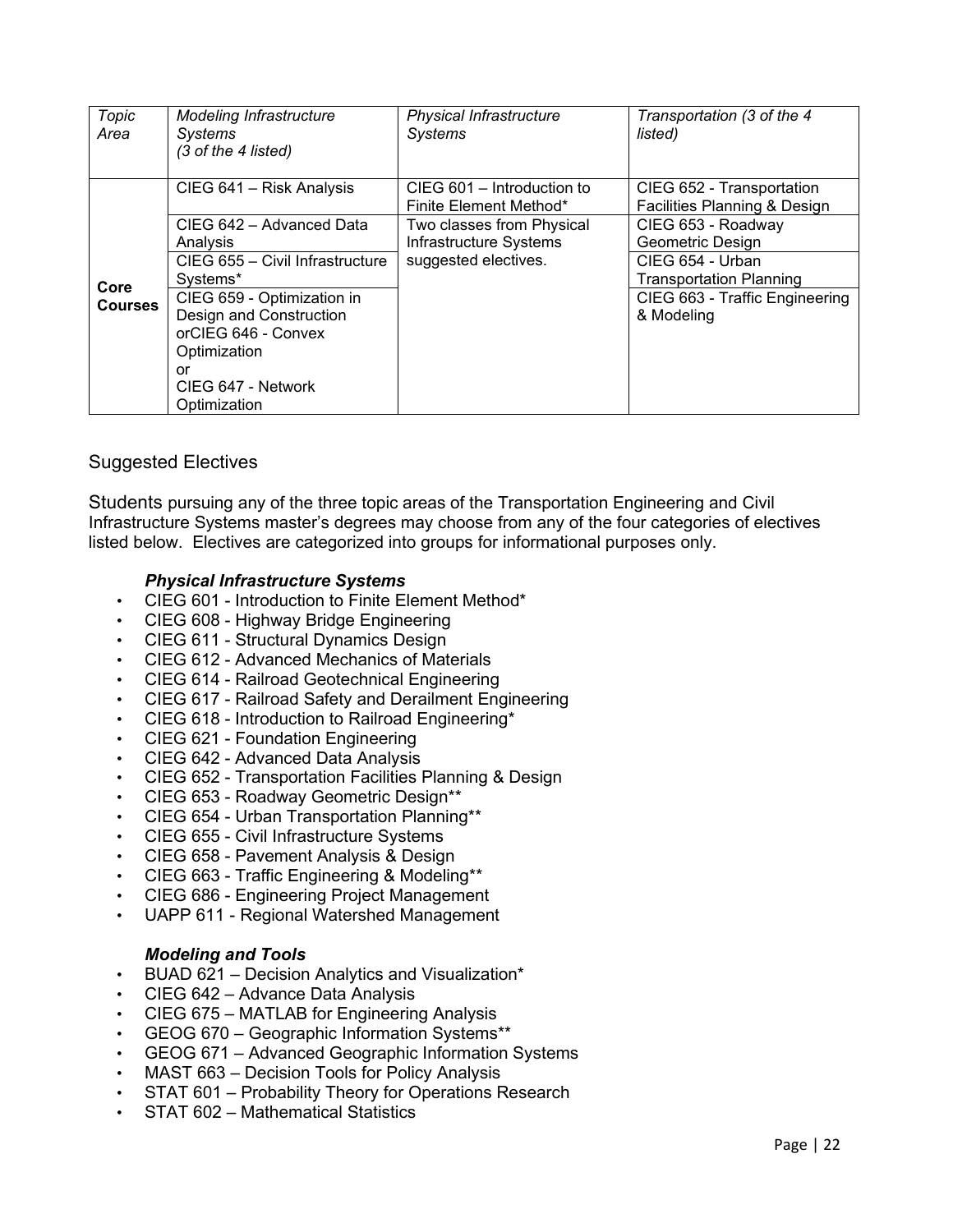| *Topic Area* | *Modeling Infrastructure Systems (3 of the 4 listed)* | *Physical Infrastructure Systems* | *Transportation (3 of the 4 listed)* |
|---|---|---|---|
| **Core Courses** | CIEG 641 – Risk Analysis | CIEG 601 – Introduction to Finite Element Method* | CIEG 652 - Transportation Facilities Planning & Design |
| | CIEG 642 – Advanced Data Analysis | Two classes from Physical Infrastructure Systems suggested electives. | CIEG 653 - Roadway Geometric Design |
| | CIEG 655 – Civil Infrastructure Systems* | | CIEG 654 - Urban Transportation Planning |
| | CIEG 659 - Optimization in Design and Construction orCIEG 646 - Convex Optimization or CIEG 647 - Network Optimization | | CIEG 663 - Traffic Engineering & Modeling |

## Suggested Electives

Students pursuing any of the three topic areas of the Transportation Engineering and Civil Infrastructure Systems master's degrees may choose from any of the four categories of electives listed below. Electives are categorized into groups for informational purposes only.

***Physical Infrastructure Systems***

- CIEG 601 - Introduction to Finite Element Method*
- CIEG 608 - Highway Bridge Engineering
- CIEG 611 - Structural Dynamics Design
- CIEG 612 - Advanced Mechanics of Materials
- CIEG 614 - Railroad Geotechnical Engineering
- CIEG 617 - Railroad Safety and Derailment Engineering
- CIEG 618 - Introduction to Railroad Engineering*
- CIEG 621 - Foundation Engineering
- CIEG 642 - Advanced Data Analysis
- CIEG 652 - Transportation Facilities Planning & Design
- CIEG 653 - Roadway Geometric Design**
- CIEG 654 - Urban Transportation Planning**
- CIEG 655 - Civil Infrastructure Systems
- CIEG 658 - Pavement Analysis & Design
- CIEG 663 - Traffic Engineering & Modeling**
- CIEG 686 - Engineering Project Management
- UAPP 611 - Regional Watershed Management

***Modeling and Tools***

- BUAD 621 – Decision Analytics and Visualization*
- CIEG 642 – Advance Data Analysis
- CIEG 675 – MATLAB for Engineering Analysis
- GEOG 670 – Geographic Information Systems**
- GEOG 671 – Advanced Geographic Information Systems
- MAST 663 – Decision Tools for Policy Analysis
- STAT 601 – Probability Theory for Operations Research
- STAT 602 – Mathematical Statistics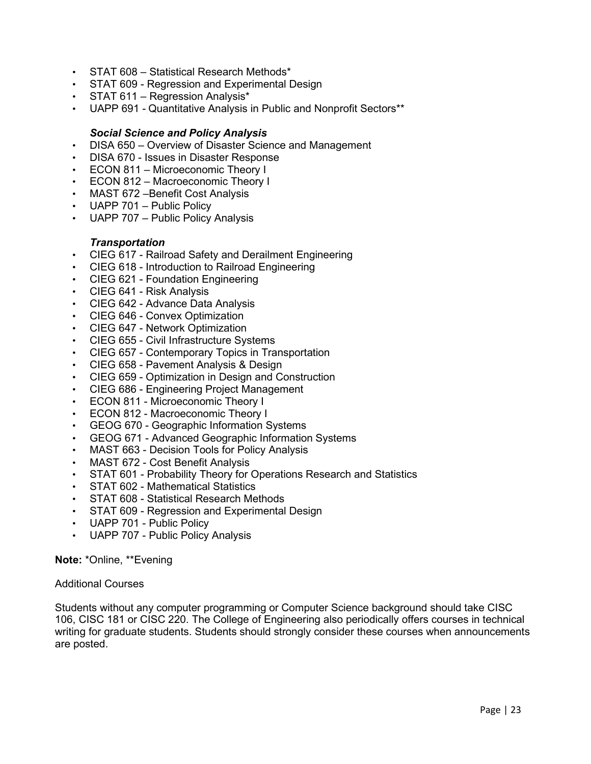- STAT 608 – Statistical Research Methods*
- STAT 609 - Regression and Experimental Design
- STAT 611 – Regression Analysis*
- UAPP 691 - Quantitative Analysis in Public and Nonprofit Sectors**

***Social Science and Policy Analysis***

- DISA 650 – Overview of Disaster Science and Management
- DISA 670 - Issues in Disaster Response
- ECON 811 – Microeconomic Theory I
- ECON 812 – Macroeconomic Theory I
- MAST 672 –Benefit Cost Analysis
- UAPP 701 – Public Policy
- UAPP 707 – Public Policy Analysis

***Transportation***

- CIEG 617 - Railroad Safety and Derailment Engineering
- CIEG 618 - Introduction to Railroad Engineering
- CIEG 621 - Foundation Engineering
- CIEG 641 - Risk Analysis
- CIEG 642 - Advance Data Analysis
- CIEG 646 - Convex Optimization
- CIEG 647 - Network Optimization
- CIEG 655 - Civil Infrastructure Systems
- CIEG 657 - Contemporary Topics in Transportation
- CIEG 658 - Pavement Analysis & Design
- CIEG 659 - Optimization in Design and Construction
- CIEG 686 - Engineering Project Management
- ECON 811 - Microeconomic Theory I
- ECON 812 - Macroeconomic Theory I
- GEOG 670 - Geographic Information Systems
- GEOG 671 - Advanced Geographic Information Systems
- MAST 663 - Decision Tools for Policy Analysis
- MAST 672 - Cost Benefit Analysis
- STAT 601 - Probability Theory for Operations Research and Statistics
- STAT 602 - Mathematical Statistics
- STAT 608 - Statistical Research Methods
- STAT 609 - Regression and Experimental Design
- UAPP 701 - Public Policy
- UAPP 707 - Public Policy Analysis

**Note:** *Online, **Evening

Additional Courses

Students without any computer programming or Computer Science background should take CISC 106, CISC 181 or CISC 220. The College of Engineering also periodically offers courses in technical writing for graduate students. Students should strongly consider these courses when announcements are posted.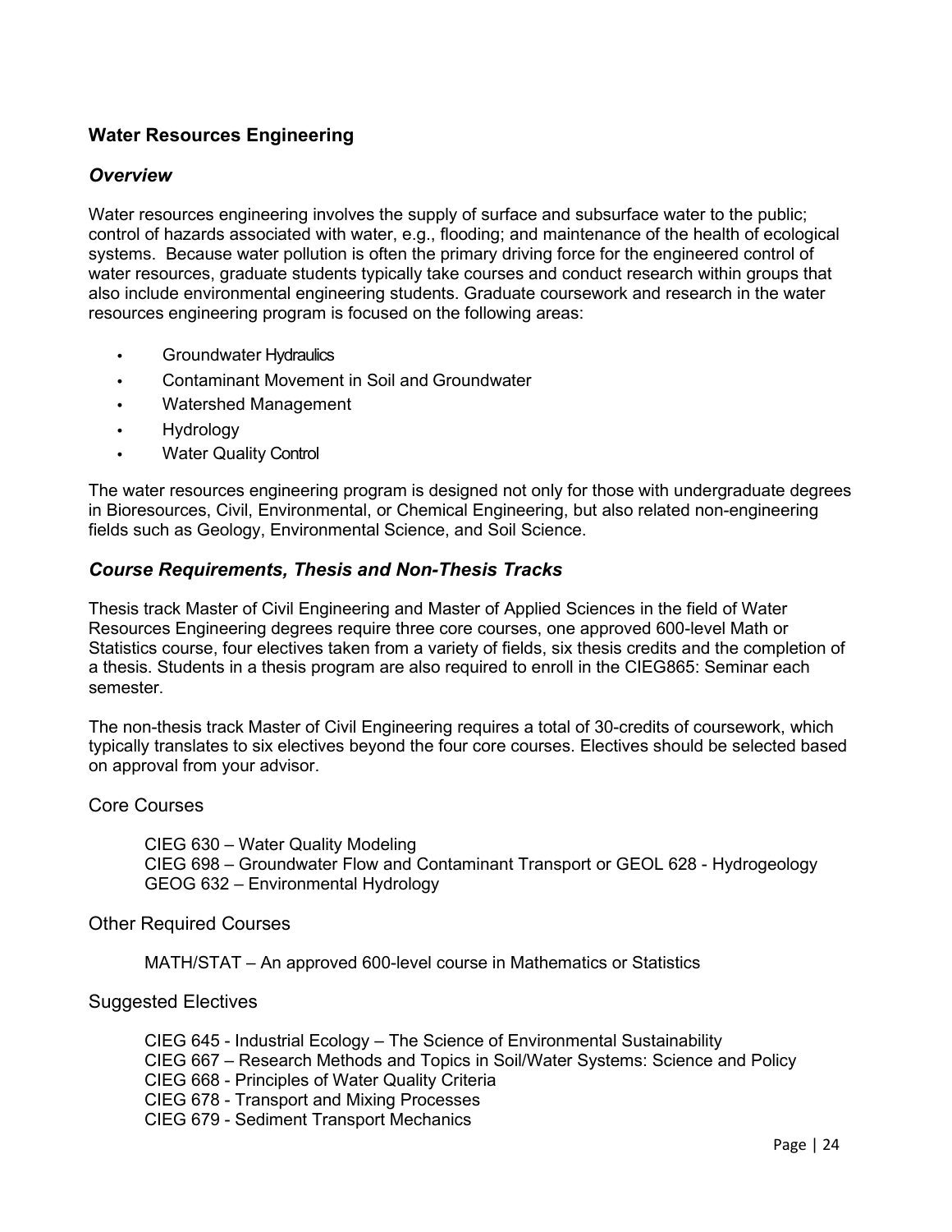## Water Resources Engineering

### *Overview*

Water resources engineering involves the supply of surface and subsurface water to the public; control of hazards associated with water, e.g., flooding; and maintenance of the health of ecological systems. Because water pollution is often the primary driving force for the engineered control of water resources, graduate students typically take courses and conduct research within groups that also include environmental engineering students. Graduate coursework and research in the water resources engineering program is focused on the following areas:

- Groundwater Hydraulics
- Contaminant Movement in Soil and Groundwater
- Watershed Management
- Hydrology
- Water Quality Control

The water resources engineering program is designed not only for those with undergraduate degrees in Bioresources, Civil, Environmental, or Chemical Engineering, but also related non-engineering fields such as Geology, Environmental Science, and Soil Science.

### *Course Requirements, Thesis and Non-Thesis Tracks*

Thesis track Master of Civil Engineering and Master of Applied Sciences in the field of Water Resources Engineering degrees require three core courses, one approved 600-level Math or Statistics course, four electives taken from a variety of fields, six thesis credits and the completion of a thesis. Students in a thesis program are also required to enroll in the CIEG865: Seminar each semester.

The non-thesis track Master of Civil Engineering requires a total of 30-credits of coursework, which typically translates to six electives beyond the four core courses. Electives should be selected based on approval from your advisor.

#### Core Courses

CIEG 630 – Water Quality Modeling
CIEG 698 – Groundwater Flow and Contaminant Transport or GEOL 628 - Hydrogeology
GEOG 632 – Environmental Hydrology

#### Other Required Courses

MATH/STAT – An approved 600-level course in Mathematics or Statistics

#### Suggested Electives

CIEG 645 - Industrial Ecology – The Science of Environmental Sustainability
CIEG 667 – Research Methods and Topics in Soil/Water Systems: Science and Policy
CIEG 668 - Principles of Water Quality Criteria
CIEG 678 - Transport and Mixing Processes
CIEG 679 - Sediment Transport Mechanics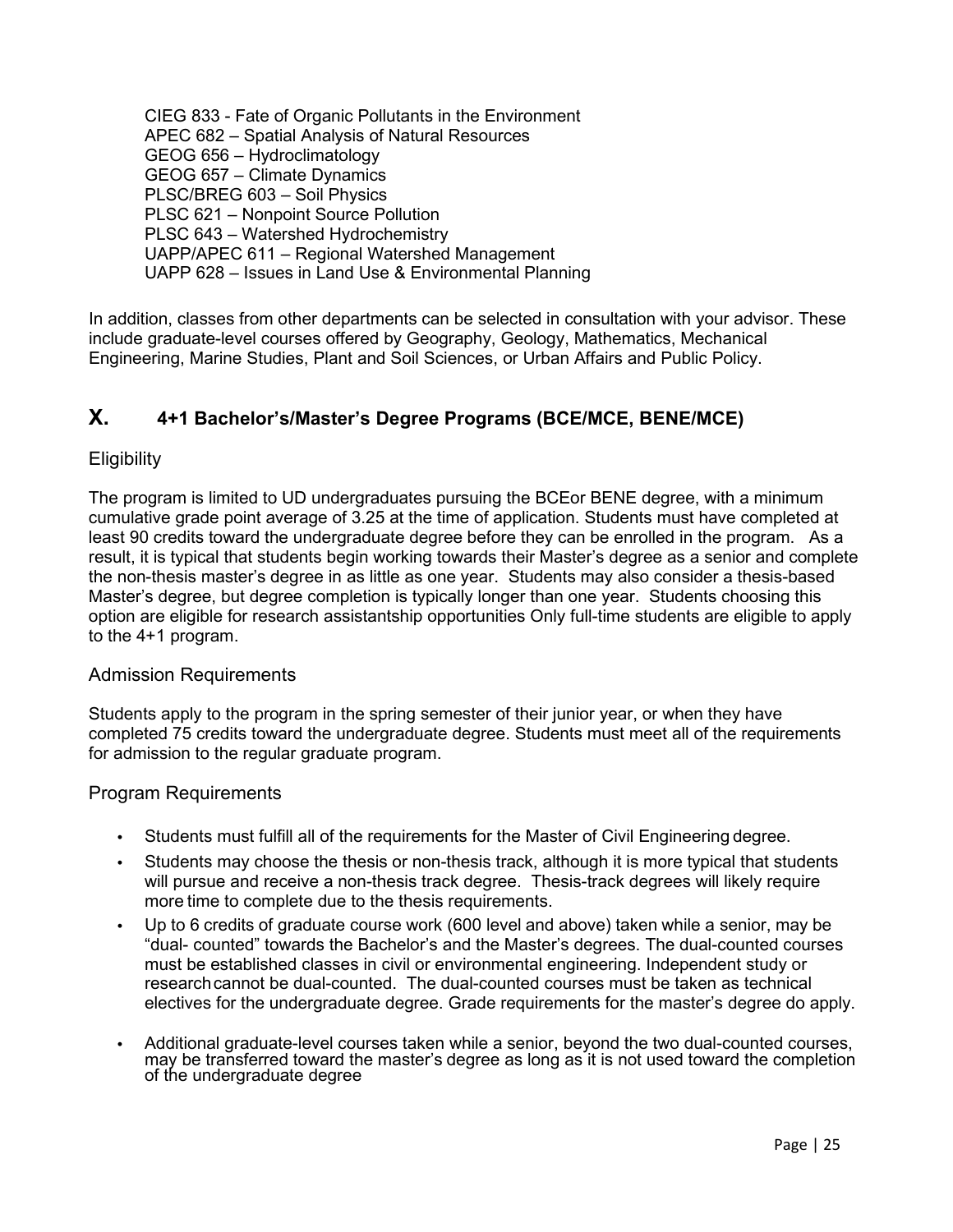CIEG 833 - Fate of Organic Pollutants in the Environment
APEC 682 – Spatial Analysis of Natural Resources
GEOG 656 – Hydroclimatology
GEOG 657 – Climate Dynamics
PLSC/BREG 603 – Soil Physics
PLSC 621 – Nonpoint Source Pollution
PLSC 643 – Watershed Hydrochemistry
UAPP/APEC 611 – Regional Watershed Management
UAPP 628 – Issues in Land Use & Environmental Planning

In addition, classes from other departments can be selected in consultation with your advisor. These include graduate-level courses offered by Geography, Geology, Mathematics, Mechanical Engineering, Marine Studies, Plant and Soil Sciences, or Urban Affairs and Public Policy.

## X. 4+1 Bachelor's/Master's Degree Programs (BCE/MCE, BENE/MCE)

### Eligibility

The program is limited to UD undergraduates pursuing the BCEor BENE degree, with a minimum cumulative grade point average of 3.25 at the time of application. Students must have completed at least 90 credits toward the undergraduate degree before they can be enrolled in the program. As a result, it is typical that students begin working towards their Master's degree as a senior and complete the non-thesis master's degree in as little as one year. Students may also consider a thesis-based Master's degree, but degree completion is typically longer than one year. Students choosing this option are eligible for research assistantship opportunities Only full-time students are eligible to apply to the 4+1 program.

### Admission Requirements

Students apply to the program in the spring semester of their junior year, or when they have completed 75 credits toward the undergraduate degree. Students must meet all of the requirements for admission to the regular graduate program.

### Program Requirements

- Students must fulfill all of the requirements for the Master of Civil Engineering degree.
- Students may choose the thesis or non-thesis track, although it is more typical that students will pursue and receive a non-thesis track degree. Thesis-track degrees will likely require more time to complete due to the thesis requirements.
- Up to 6 credits of graduate course work (600 level and above) taken while a senior, may be "dual- counted" towards the Bachelor's and the Master's degrees. The dual-counted courses must be established classes in civil or environmental engineering. Independent study or research cannot be dual-counted. The dual-counted courses must be taken as technical electives for the undergraduate degree. Grade requirements for the master's degree do apply.
- Additional graduate-level courses taken while a senior, beyond the two dual-counted courses, may be transferred toward the master's degree as long as it is not used toward the completion of the undergraduate degree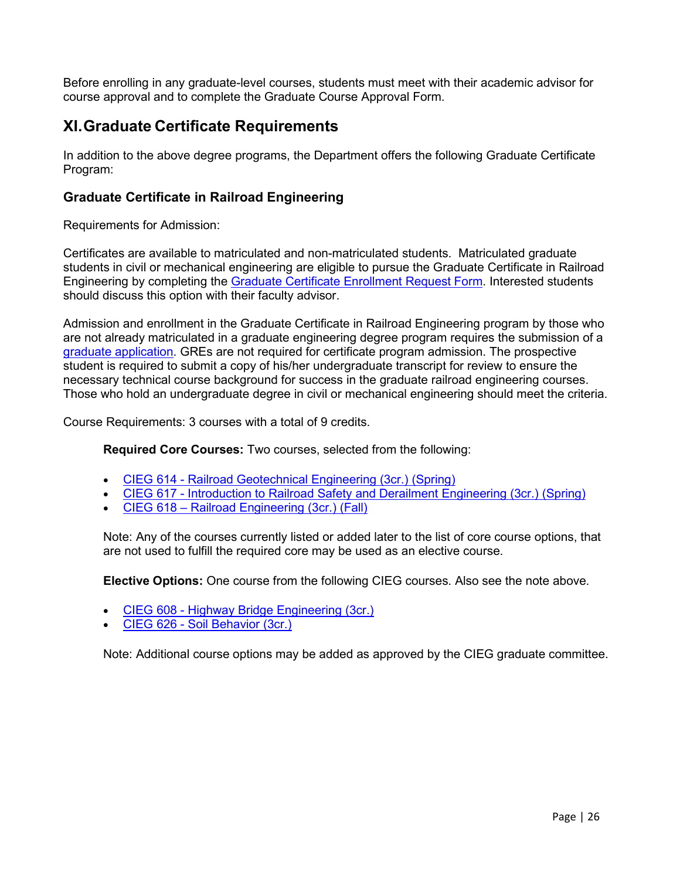Before enrolling in any graduate-level courses, students must meet with their academic advisor for course approval and to complete the Graduate Course Approval Form.

## XI. Graduate Certificate Requirements

In addition to the above degree programs, the Department offers the following Graduate Certificate Program:

### Graduate Certificate in Railroad Engineering

Requirements for Admission:

Certificates are available to matriculated and non-matriculated students. Matriculated graduate students in civil or mechanical engineering are eligible to pursue the Graduate Certificate in Railroad Engineering by completing the Graduate Certificate Enrollment Request Form. Interested students should discuss this option with their faculty advisor.

Admission and enrollment in the Graduate Certificate in Railroad Engineering program by those who are not already matriculated in a graduate engineering degree program requires the submission of a graduate application. GREs are not required for certificate program admission. The prospective student is required to submit a copy of his/her undergraduate transcript for review to ensure the necessary technical course background for success in the graduate railroad engineering courses. Those who hold an undergraduate degree in civil or mechanical engineering should meet the criteria.

Course Requirements: 3 courses with a total of 9 credits.

**Required Core Courses:** Two courses, selected from the following:

- CIEG 614 - Railroad Geotechnical Engineering (3cr.) (Spring)
- CIEG 617 - Introduction to Railroad Safety and Derailment Engineering (3cr.) (Spring)
- CIEG 618 – Railroad Engineering (3cr.) (Fall)

Note: Any of the courses currently listed or added later to the list of core course options, that are not used to fulfill the required core may be used as an elective course.

**Elective Options:** One course from the following CIEG courses. Also see the note above.

- CIEG 608 - Highway Bridge Engineering (3cr.)
- CIEG 626 - Soil Behavior (3cr.)

Note: Additional course options may be added as approved by the CIEG graduate committee.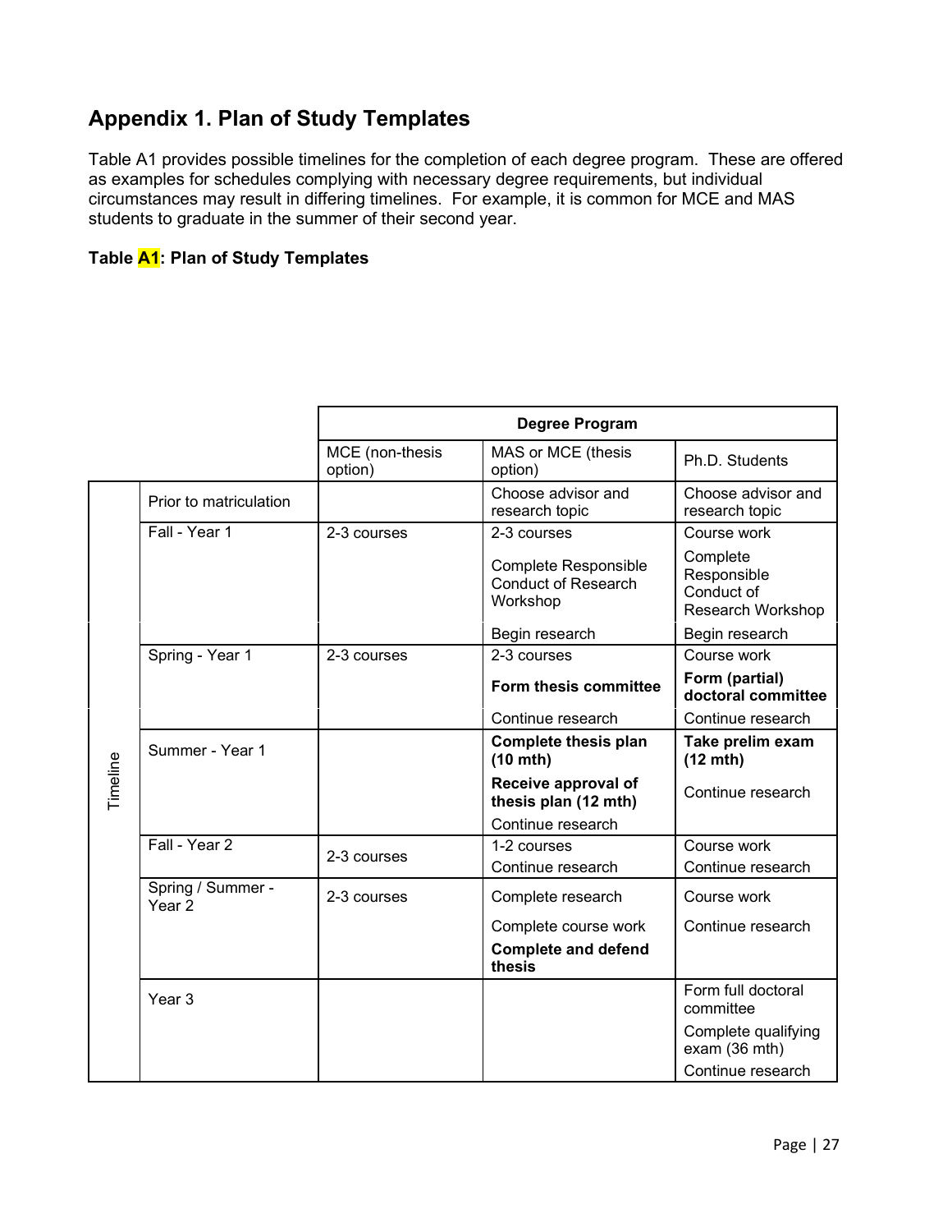## Appendix 1. Plan of Study Templates

Table A1 provides possible timelines for the completion of each degree program. These are offered as examples for schedules complying with necessary degree requirements, but individual circumstances may result in differing timelines. For example, it is common for MCE and MAS students to graduate in the summer of their second year.

**Table A1: Plan of Study Templates**

| | | Degree Program | | |
|---|---|---|---|---|
| | | MCE (non-thesis option) | MAS or MCE (thesis option) | Ph.D. Students |
| Timeline | Prior to matriculation | | Choose advisor and research topic | Choose advisor and research topic |
| | Fall - Year 1 | 2-3 courses | 2-3 courses<br>Complete Responsible Conduct of Research Workshop<br>Begin research | Course work<br>Complete Responsible Conduct of Research Workshop<br>Begin research |
| | Spring - Year 1 | 2-3 courses | 2-3 courses<br>**Form thesis committee**<br>Continue research | Course work<br>**Form (partial) doctoral committee**<br>Continue research |
| | Summer - Year 1 | | **Complete thesis plan (10 mth)**<br>**Receive approval of thesis plan (12 mth)**<br>Continue research | **Take prelim exam (12 mth)**<br>Continue research |
| | Fall - Year 2 | 2-3 courses | 1-2 courses<br>Continue research | Course work<br>Continue research |
| | Spring / Summer - Year 2 | 2-3 courses | Complete research<br>Complete course work<br>**Complete and defend thesis** | Course work<br>Continue research |
| | Year 3 | | | Form full doctoral committee<br>Complete qualifying exam (36 mth)<br>Continue research |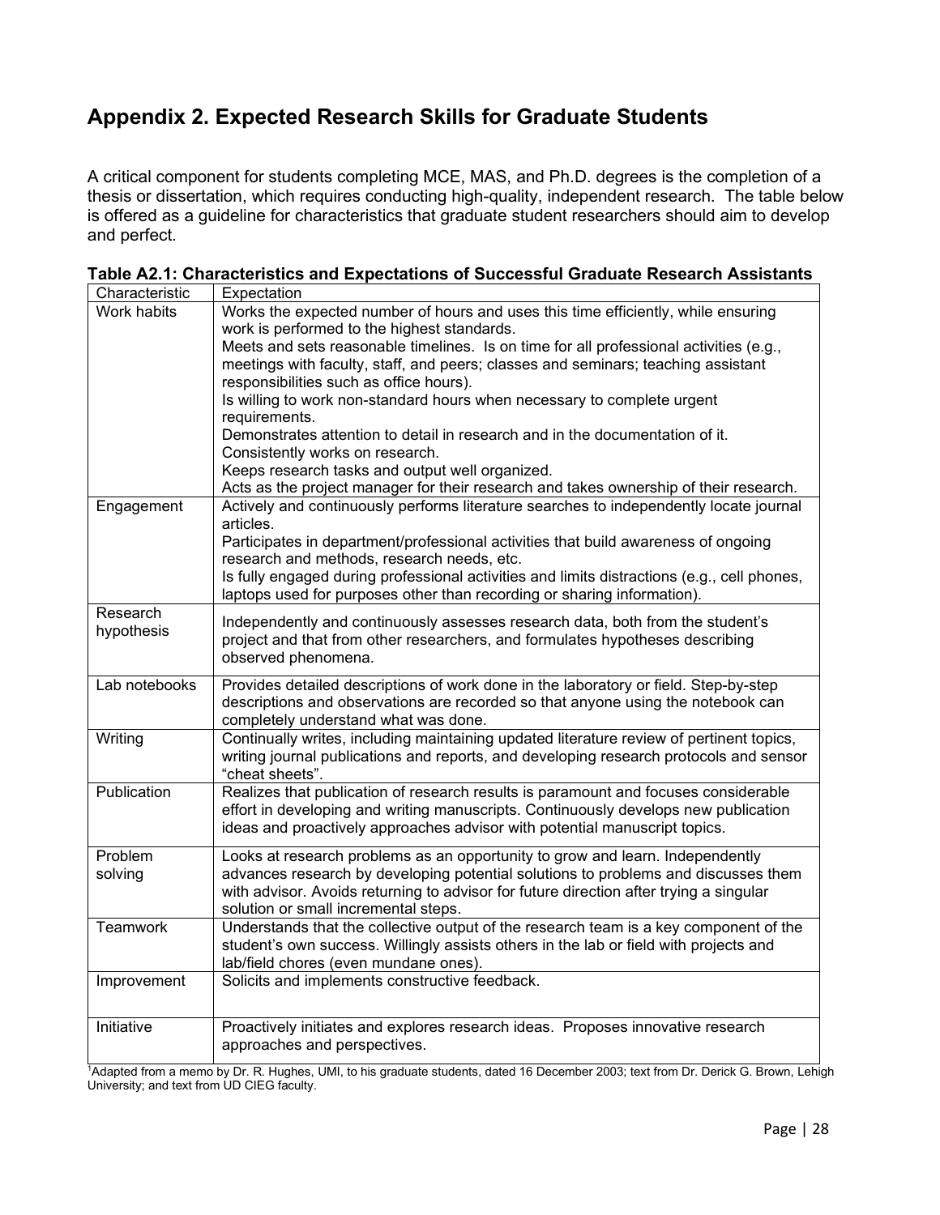## Appendix 2. Expected Research Skills for Graduate Students

A critical component for students completing MCE, MAS, and Ph.D. degrees is the completion of a thesis or dissertation, which requires conducting high-quality, independent research. The table below is offered as a guideline for characteristics that graduate student researchers should aim to develop and perfect.

**Table A2.1: Characteristics and Expectations of Successful Graduate Research Assistants**

| Characteristic | Expectation |
|---|---|
| Work habits | Works the expected number of hours and uses this time efficiently, while ensuring work is performed to the highest standards.<br>Meets and sets reasonable timelines. Is on time for all professional activities (e.g., meetings with faculty, staff, and peers; classes and seminars; teaching assistant responsibilities such as office hours).<br>Is willing to work non-standard hours when necessary to complete urgent requirements.<br>Demonstrates attention to detail in research and in the documentation of it.<br>Consistently works on research.<br>Keeps research tasks and output well organized.<br>Acts as the project manager for their research and takes ownership of their research. |
| Engagement | Actively and continuously performs literature searches to independently locate journal articles.<br>Participates in department/professional activities that build awareness of ongoing research and methods, research needs, etc.<br>Is fully engaged during professional activities and limits distractions (e.g., cell phones, laptops used for purposes other than recording or sharing information). |
| Research hypothesis | Independently and continuously assesses research data, both from the student's project and that from other researchers, and formulates hypotheses describing observed phenomena. |
| Lab notebooks | Provides detailed descriptions of work done in the laboratory or field. Step-by-step descriptions and observations are recorded so that anyone using the notebook can completely understand what was done. |
| Writing | Continually writes, including maintaining updated literature review of pertinent topics, writing journal publications and reports, and developing research protocols and sensor "cheat sheets". |
| Publication | Realizes that publication of research results is paramount and focuses considerable effort in developing and writing manuscripts. Continuously develops new publication ideas and proactively approaches advisor with potential manuscript topics. |
| Problem solving | Looks at research problems as an opportunity to grow and learn. Independently advances research by developing potential solutions to problems and discusses them with advisor. Avoids returning to advisor for future direction after trying a singular solution or small incremental steps. |
| Teamwork | Understands that the collective output of the research team is a key component of the student's own success. Willingly assists others in the lab or field with projects and lab/field chores (even mundane ones). |
| Improvement | Solicits and implements constructive feedback. |
| Initiative | Proactively initiates and explores research ideas. Proposes innovative research approaches and perspectives. |

[1]Adapted from a memo by Dr. R. Hughes, UMI, to his graduate students, dated 16 December 2003; text from Dr. Derick G. Brown, Lehigh University; and text from UD CIEG faculty.